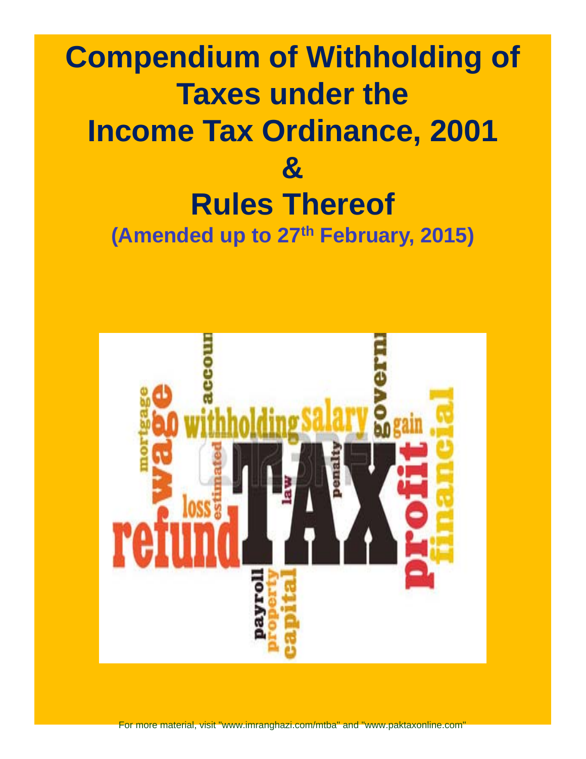# Compendium of Withholding of Taxes under the Income Tax Ordinance, 2001 & Rules Thereof

**(Amended up to 27th February, 2015)**

For more material, visit "www.imranghazi.com/mtba" and "www.paktaxonline.com"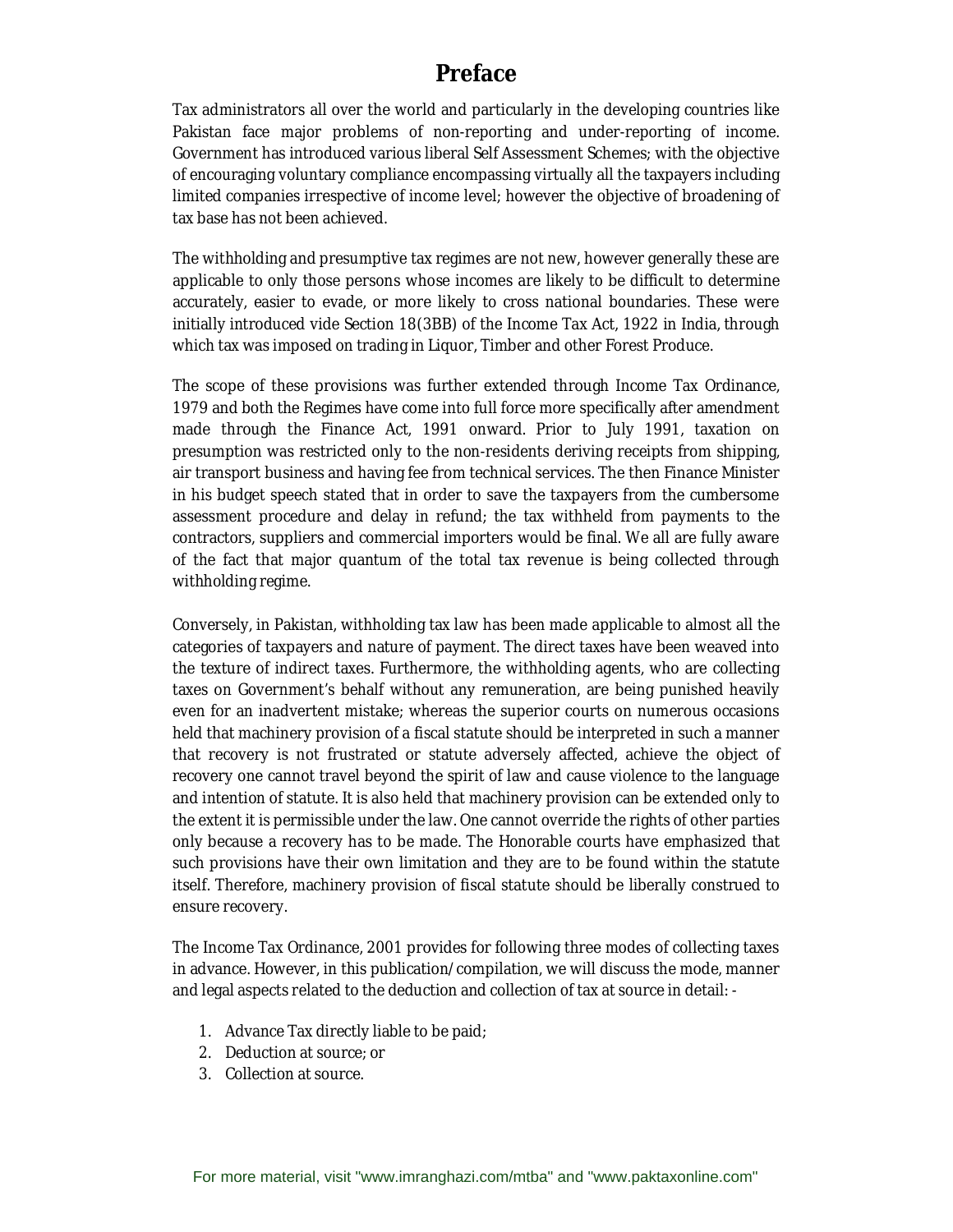# Preface

Tax administrators all over the world and particularly in the developing countries like Pakistan face major problems of non-reporting and under-reporting of income. Government has introduced various liberal Self Assessment Schemes; with the objective of encouraging voluntary compliance encompassing virtually all the taxpayers including limited companies irrespective of income level; however the objective of broadening of tax base has not been achieved.

The withholding and presumptive tax regimes are not new, however generally these are applicable to only those persons whose incomes are likely to be difficult to determine accurately, easier to evade, or more likely to cross national boundaries. These were initially introduced vide Section 18(3BB) of the Income Tax Act, 1922 in India, through which tax was imposed on trading in Liquor, Timber and other Forest Produce.

The scope of these provisions was further extended through Income Tax Ordinance, 1979 and both the Regimes have come into full force more specifically after amendment made through the Finance Act, 1991 onward. Prior to July 1991, taxation on presumption was restricted only to the non-residents deriving receipts from shipping, air transport business and having fee from technical services. The then Finance Minister in his budget speech stated that in order to save the taxpayers from the cumbersome assessment procedure and delay in refund; the tax withheld from payments to the contractors, suppliers and commercial importers would be final. We all are fully aware of the fact that major quantum of the total tax revenue is being collected through withholding regime.

Conversely, in Pakistan, withholding tax law has been made applicable to almost all the categories of taxpayers and nature of payment. The direct taxes have been weaved into the texture of indirect taxes. Furthermore, the withholding agents, who are collecting taxes on Government's behalf without any remuneration, are being punished heavily even for an inadvertent mistake; whereas the superior courts on numerous occasions held that machinery provision of a fiscal statute should be interpreted in such a manner that recovery is not frustrated or statute adversely affected, achieve the object of recovery one cannot travel beyond the spirit of law and cause violence to the language and intention of statute. It is also held that machinery provision can be extended only to the extent it is permissible under the law. One cannot override the rights of other parties only because a recovery has to be made. The Honorable courts have emphasized that such provisions have their own limitation and they are to be found within the statute itself. Therefore, machinery provision of fiscal statute should be liberally construed to ensure recovery.

The Income Tax Ordinance, 2001 provides for following three modes of collecting taxes in advance. However, in this publication/compilation, we will discuss the mode, manner and legal aspects related to the deduction and collection of tax at source in detail: -

1. Advance Tax directly liable to be paid;
2. Deduction at source; or
3. Collection at source.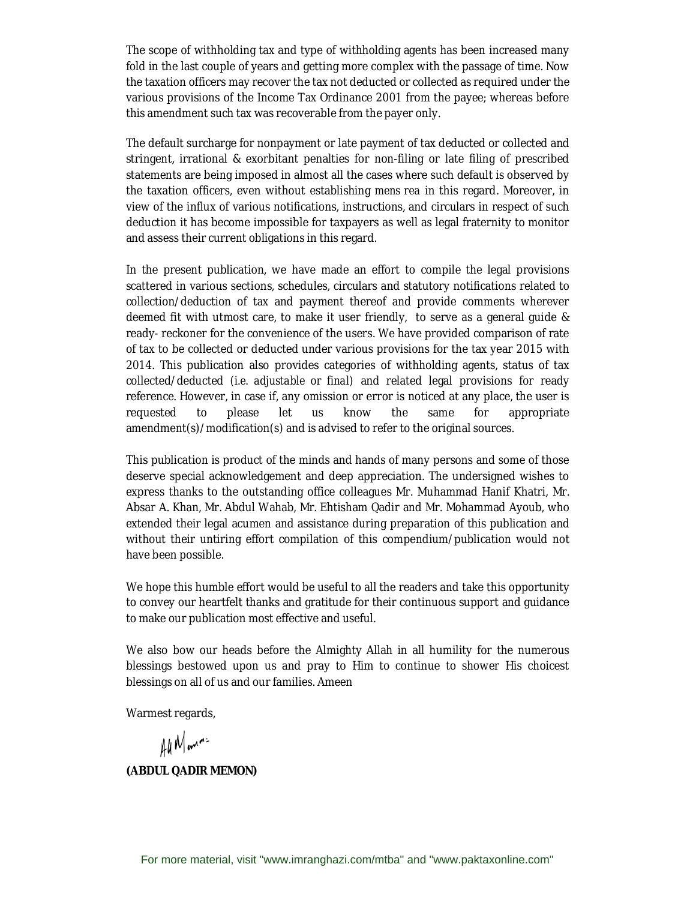The scope of withholding tax and type of withholding agents has been increased many fold in the last couple of years and getting more complex with the passage of time. Now the taxation officers may recover the tax not deducted or collected as required under the various provisions of the Income Tax Ordinance 2001 from the payee; whereas before this amendment such tax was recoverable from the payer only.

The default surcharge for nonpayment or late payment of tax deducted or collected and stringent, irrational & exorbitant penalties for non-filing or late filing of prescribed statements are being imposed in almost all the cases where such default is observed by the taxation officers, even without establishing mens rea in this regard. Moreover, in view of the influx of various notifications, instructions, and circulars in respect of such deduction it has become impossible for taxpayers as well as legal fraternity to monitor and assess their current obligations in this regard.

In the present publication, we have made an effort to compile the legal provisions scattered in various sections, schedules, circulars and statutory notifications related to collection/deduction of tax and payment thereof and provide comments wherever deemed fit with utmost care, to make it user friendly, to serve as a general guide & ready- reckoner for the convenience of the users. We have provided comparison of rate of tax to be collected or deducted under various provisions for the tax year 2015 with 2014. This publication also provides categories of withholding agents, status of tax collected/deducted (i.e. adjustable or final) and related legal provisions for ready reference. However, in case if, any omission or error is noticed at any place, the user is requested to please let us know the same for appropriate amendment(s)/modification(s) and is advised to refer to the original sources.

This publication is product of the minds and hands of many persons and some of those deserve special acknowledgement and deep appreciation. The undersigned wishes to express thanks to the outstanding office colleagues Mr. Muhammad Hanif Khatri, Mr. Absar A. Khan, Mr. Abdul Wahab, Mr. Ehtisham Qadir and Mr. Mohammad Ayoub, who extended their legal acumen and assistance during preparation of this publication and without their untiring effort compilation of this compendium/publication would not have been possible.

We hope this humble effort would be useful to all the readers and take this opportunity to convey our heartfelt thanks and gratitude for their continuous support and guidance to make our publication most effective and useful.

We also bow our heads before the Almighty Allah in all humility for the numerous blessings bestowed upon us and pray to Him to continue to shower His choicest blessings on all of us and our families. Ameen

Warmest regards,

**(ABDUL QADIR MEMON)**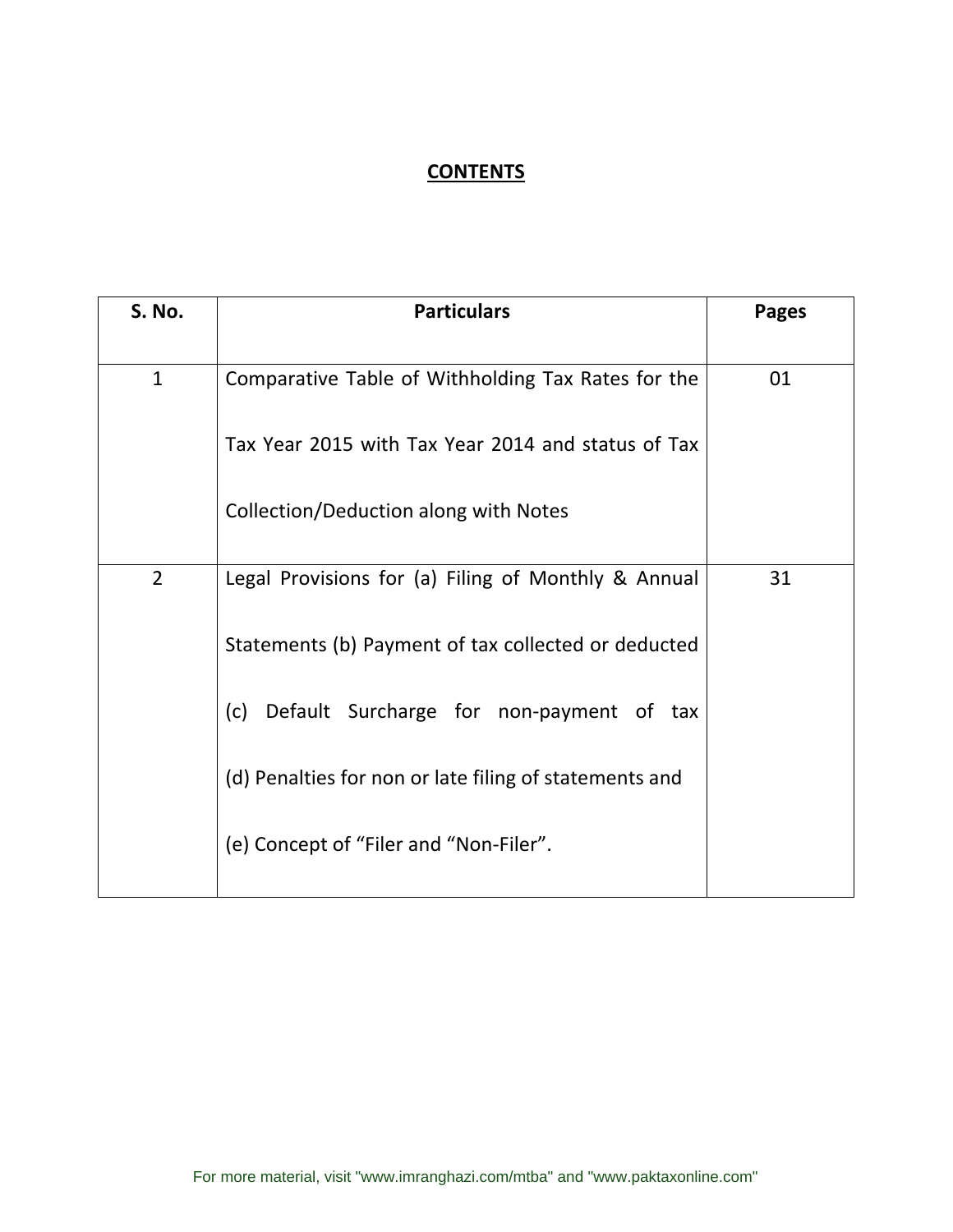# CONTENTS

| S. No. | Particulars | Pages |
|---|---|---|
| 1 | Comparative Table of Withholding Tax Rates for the Tax Year 2015 with Tax Year 2014 and status of Tax Collection/Deduction along with Notes | 01 |
| 2 | Legal Provisions for (a) Filing of Monthly & Annual Statements (b) Payment of tax collected or deducted (c) Default Surcharge for non-payment of tax (d) Penalties for non or late filing of statements and (e) Concept of "Filer and "Non-Filer". | 31 |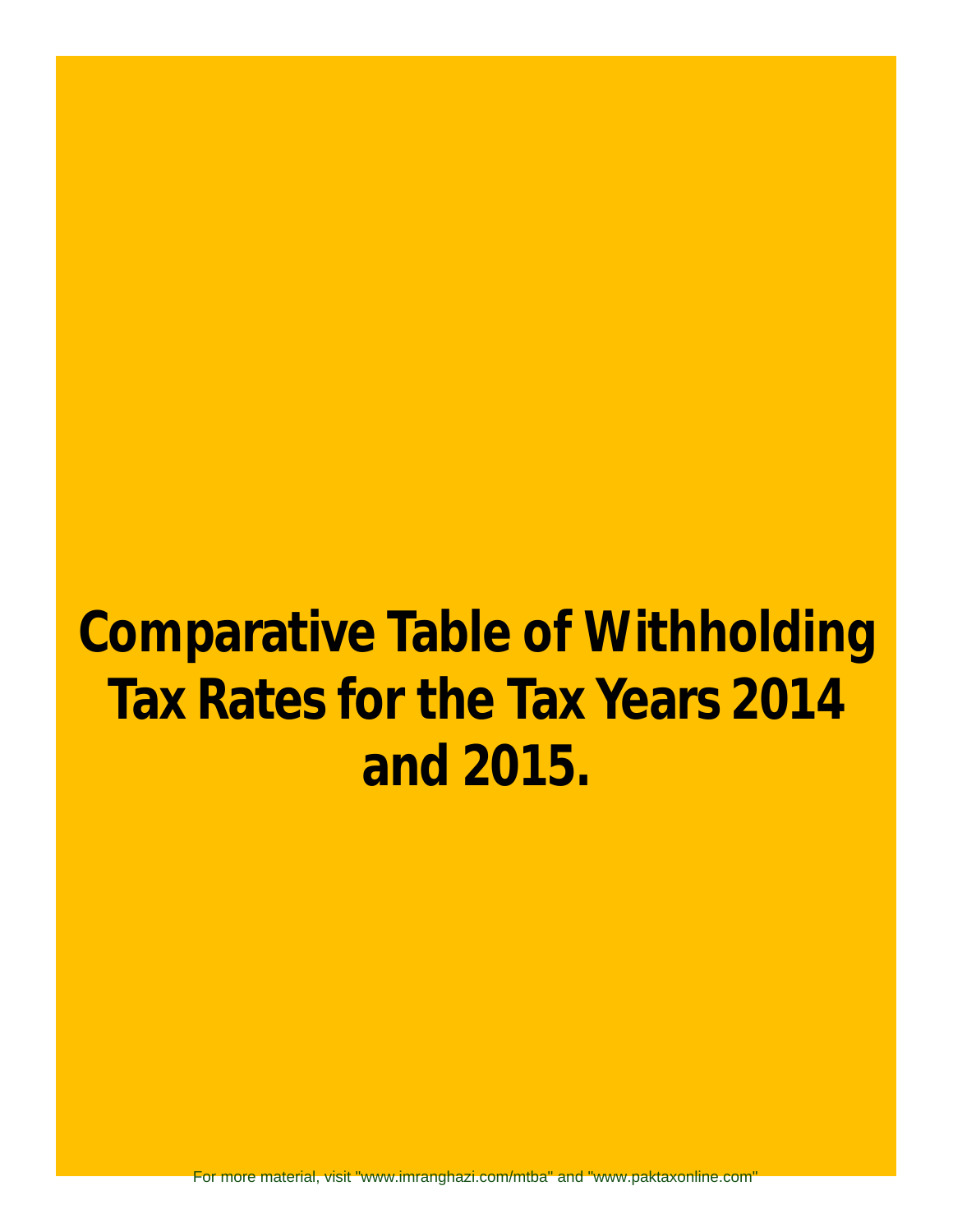# Comparative Table of Withholding Tax Rates for the Tax Years 2014 and 2015.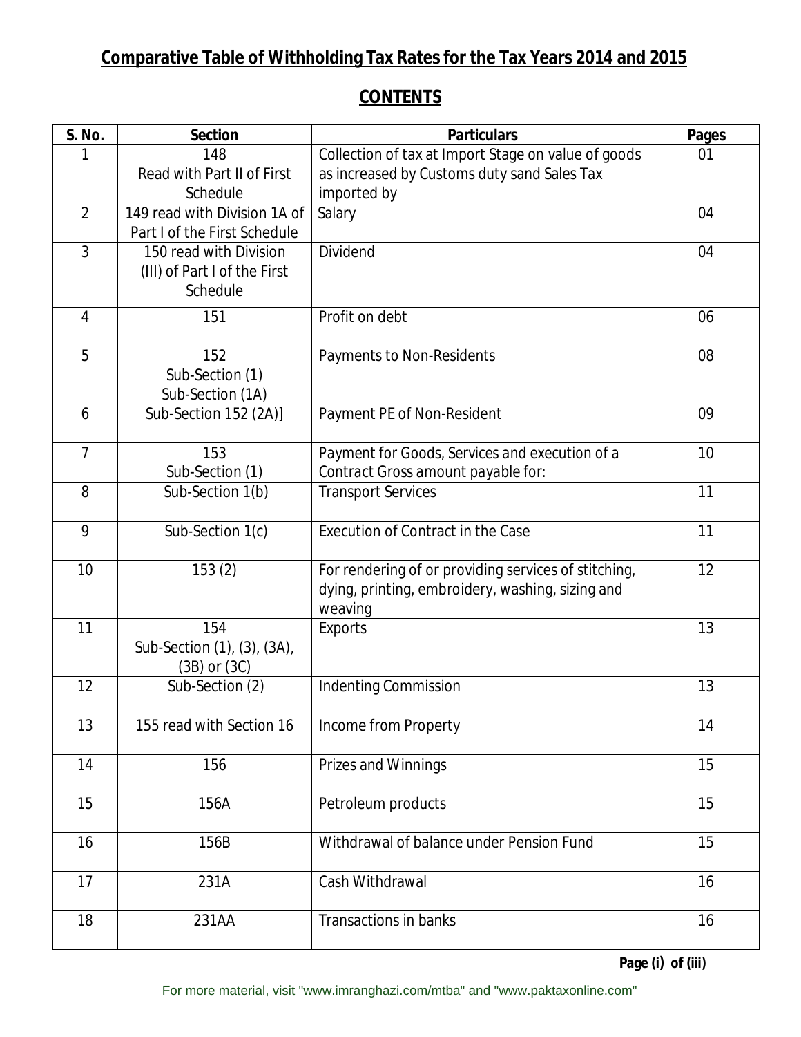# Comparative Table of Withholding Tax Rates for the Tax Years 2014 and 2015

## CONTENTS

| S. No. | Section | Particulars | Pages |
|---|---|---|---|
| 1 | 148 Read with Part II of First Schedule | Collection of tax at Import Stage on value of goods as increased by Customs duty sand Sales Tax imported by | 01 |
| 2 | 149 read with Division 1A of Part I of the First Schedule | Salary | 04 |
| 3 | 150 read with Division (III) of Part I of the First Schedule | Dividend | 04 |
| 4 | 151 | Profit on debt | 06 |
| 5 | 152 Sub-Section (1) Sub-Section (1A) | Payments to Non-Residents | 08 |
| 6 | Sub-Section 152 (2A)] | Payment PE of Non-Resident | 09 |
| 7 | 153 Sub-Section (1) | Payment for Goods, Services and execution of a Contract Gross amount payable for: | 10 |
| 8 | Sub-Section 1(b) | Transport Services | 11 |
| 9 | Sub-Section 1(c) | Execution of Contract in the Case | 11 |
| 10 | 153 (2) | For rendering of or providing services of stitching, dying, printing, embroidery, washing, sizing and weaving | 12 |
| 11 | 154 Sub-Section (1), (3), (3A), (3B) or (3C) | Exports | 13 |
| 12 | Sub-Section (2) | Indenting Commission | 13 |
| 13 | 155 read with Section 16 | Income from Property | 14 |
| 14 | 156 | Prizes and Winnings | 15 |
| 15 | 156A | Petroleum products | 15 |
| 16 | 156B | Withdrawal of balance under Pension Fund | 15 |
| 17 | 231A | Cash Withdrawal | 16 |
| 18 | 231AA | Transactions in banks | 16 |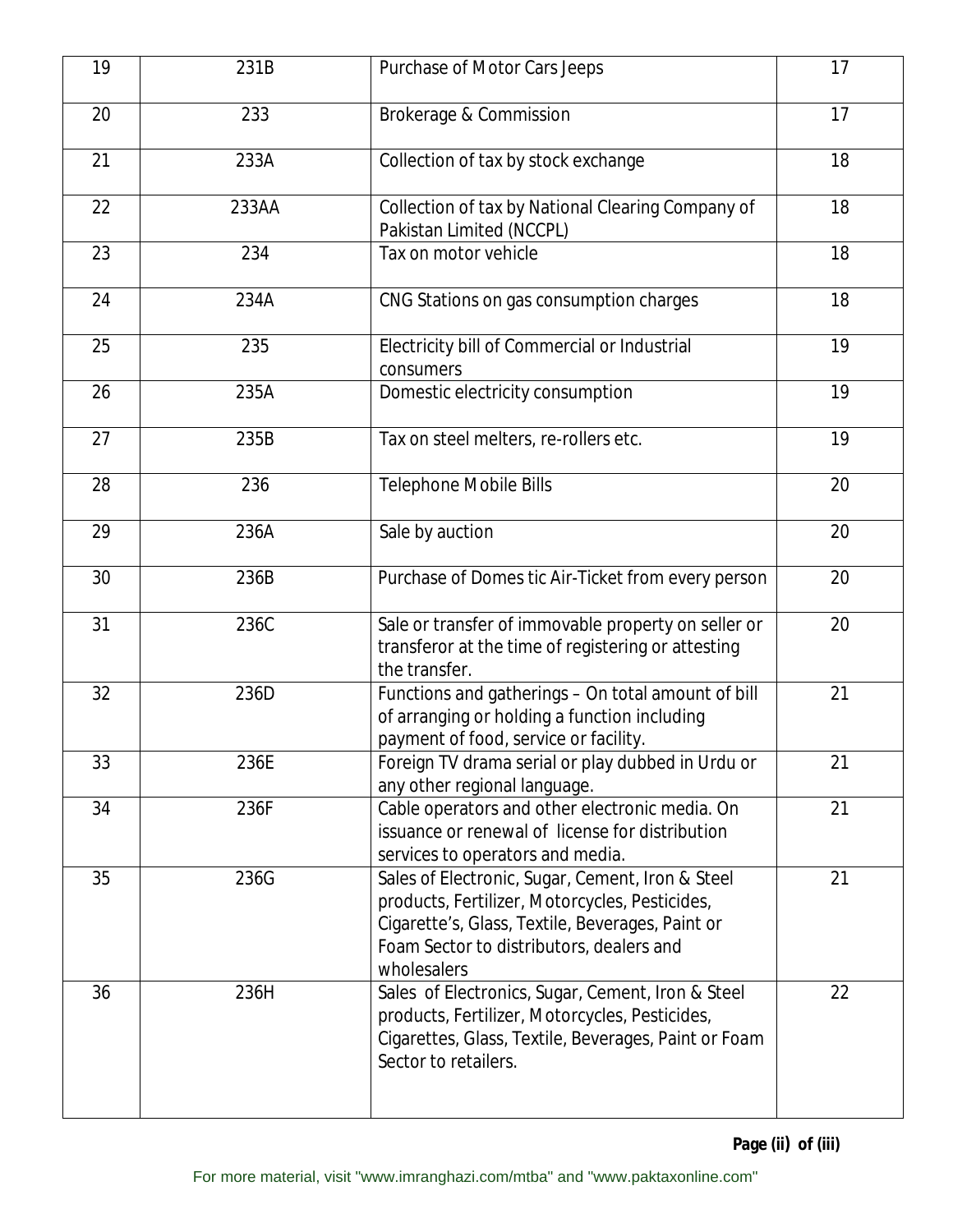| 19 | 231B | Purchase of Motor Cars Jeeps | 17 |
|---|---|---|---|
| 20 | 233 | Brokerage & Commission | 17 |
| 21 | 233A | Collection of tax by stock exchange | 18 |
| 22 | 233AA | Collection of tax by National Clearing Company of Pakistan Limited (NCCPL) | 18 |
| 23 | 234 | Tax on motor vehicle | 18 |
| 24 | 234A | CNG Stations on gas consumption charges | 18 |
| 25 | 235 | Electricity bill of Commercial or Industrial consumers | 19 |
| 26 | 235A | Domestic electricity consumption | 19 |
| 27 | 235B | Tax on steel melters, re-rollers etc. | 19 |
| 28 | 236 | Telephone Mobile Bills | 20 |
| 29 | 236A | Sale by auction | 20 |
| 30 | 236B | Purchase of Domes tic Air-Ticket from every person | 20 |
| 31 | 236C | Sale or transfer of immovable property on seller or transferor at the time of registering or attesting the transfer. | 20 |
| 32 | 236D | Functions and gatherings – On total amount of bill of arranging or holding a function including payment of food, service or facility. | 21 |
| 33 | 236E | Foreign TV drama serial or play dubbed in Urdu or any other regional language. | 21 |
| 34 | 236F | Cable operators and other electronic media. On issuance or renewal of license for distribution services to operators and media. | 21 |
| 35 | 236G | Sales of Electronic, Sugar, Cement, Iron & Steel products, Fertilizer, Motorcycles, Pesticides, Cigarette's, Glass, Textile, Beverages, Paint or Foam Sector to distributors, dealers and wholesalers | 21 |
| 36 | 236H | Sales of Electronics, Sugar, Cement, Iron & Steel products, Fertilizer, Motorcycles, Pesticides, Cigarettes, Glass, Textile, Beverages, Paint or Foam Sector to retailers. | 22 |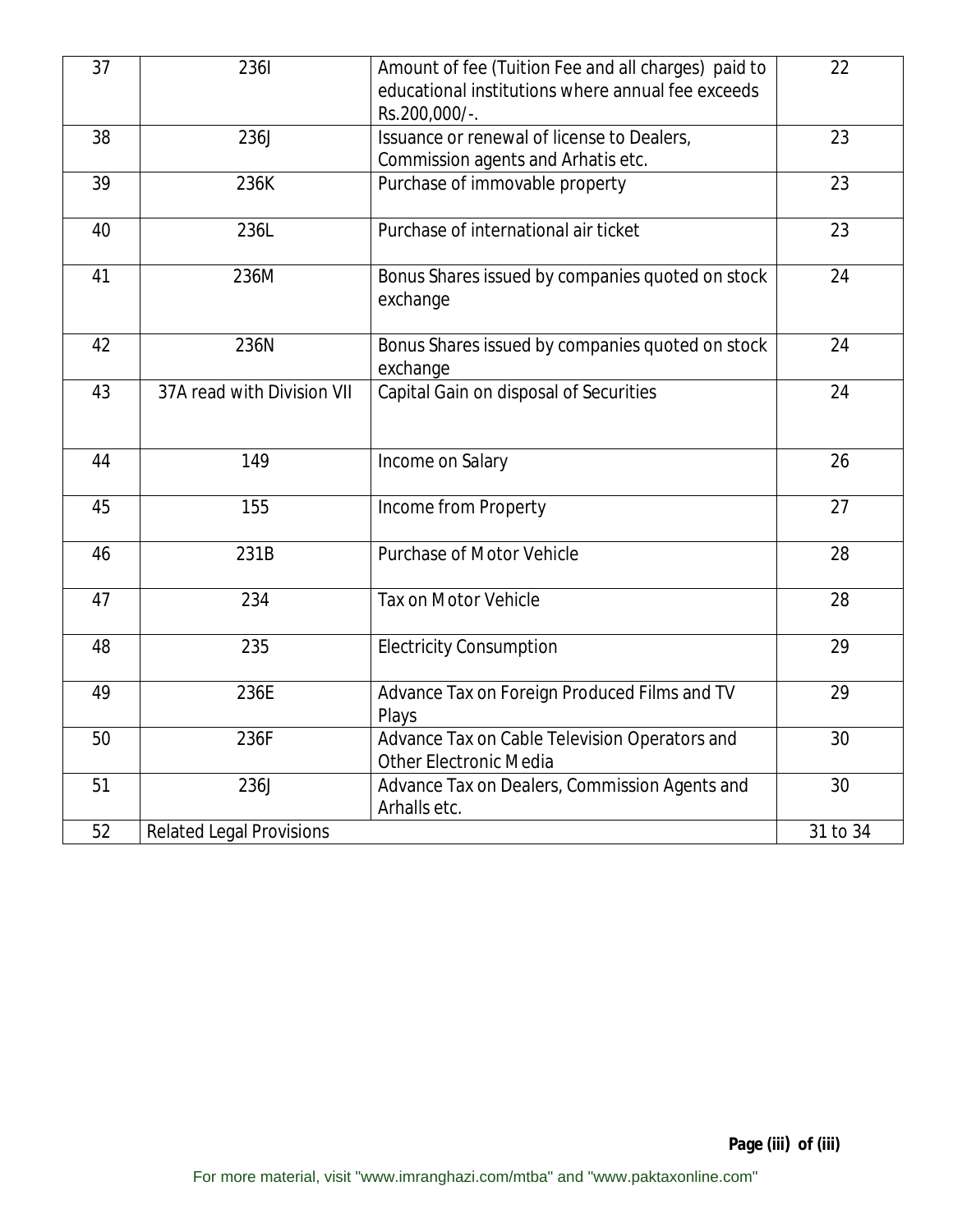| 37 | 236I | Amount of fee (Tuition Fee and all charges) paid to educational institutions where annual fee exceeds Rs.200,000/-. | 22 |
|---|---|---|---|
| 38 | 236J | Issuance or renewal of license to Dealers, Commission agents and Arhatis etc. | 23 |
| 39 | 236K | Purchase of immovable property | 23 |
| 40 | 236L | Purchase of international air ticket | 23 |
| 41 | 236M | Bonus Shares issued by companies quoted on stock exchange | 24 |
| 42 | 236N | Bonus Shares issued by companies quoted on stock exchange | 24 |
| 43 | 37A read with Division VII | Capital Gain on disposal of Securities | 24 |
| 44 | 149 | Income on Salary | 26 |
| 45 | 155 | Income from Property | 27 |
| 46 | 231B | Purchase of Motor Vehicle | 28 |
| 47 | 234 | Tax on Motor Vehicle | 28 |
| 48 | 235 | Electricity Consumption | 29 |
| 49 | 236E | Advance Tax on Foreign Produced Films and TV Plays | 29 |
| 50 | 236F | Advance Tax on Cable Television Operators and Other Electronic Media | 30 |
| 51 | 236J | Advance Tax on Dealers, Commission Agents and Arhalls etc. | 30 |
| 52 | Related Legal Provisions | | 31 to 34 |

For more material, visit "www.imranghazi.com/mtba" and "www.paktaxonline.com"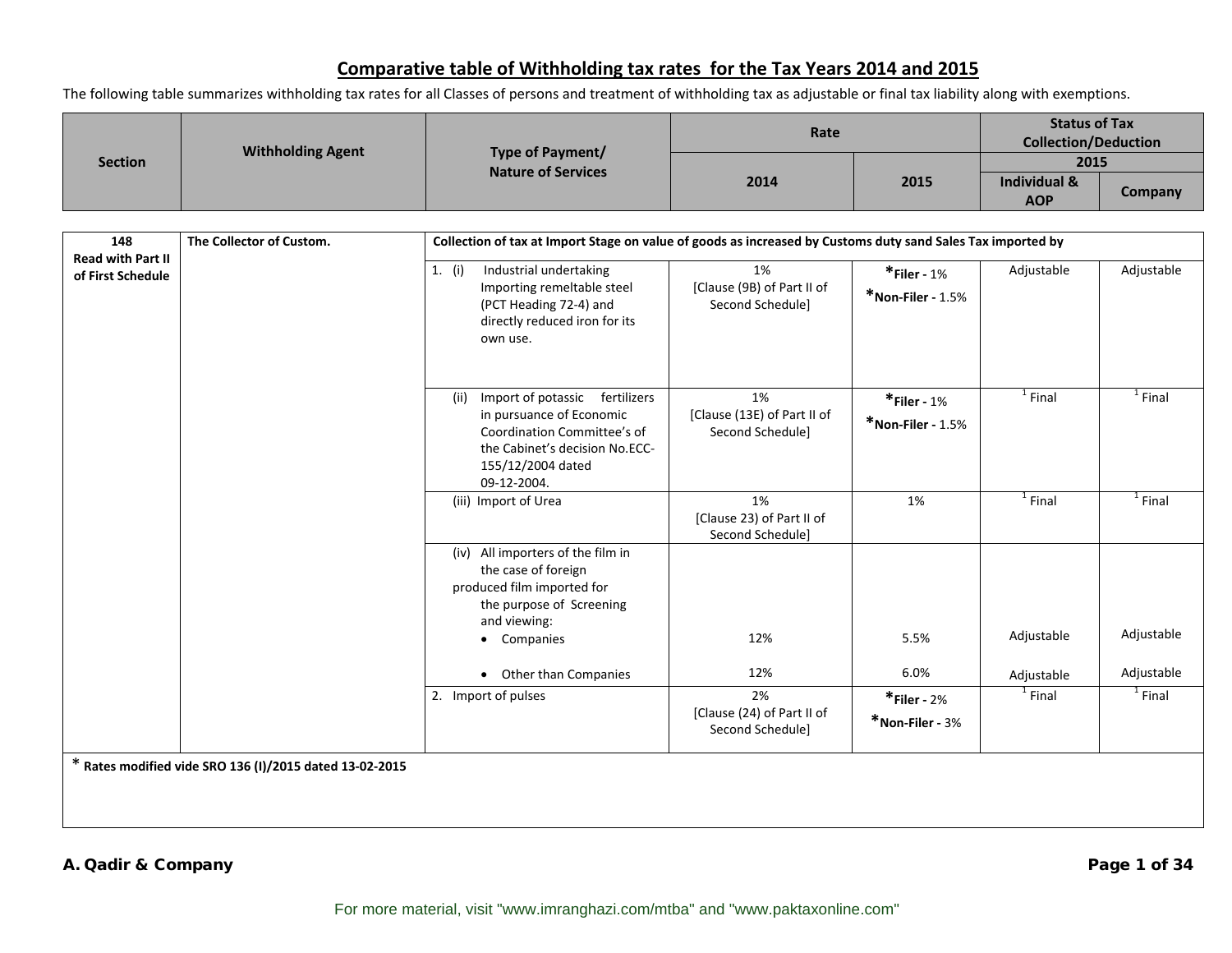## Comparative table of Withholding tax rates for the Tax Years 2014 and 2015

The following table summarizes withholding tax rates for all Classes of persons and treatment of withholding tax as adjustable or final tax liability along with exemptions.

| Section | Withholding Agent | Type of Payment/ Nature of Services | Rate | | Status of Tax Collection/Deduction | |
|---|---|---|---|---|---|---|
| | | | | | 2015 | |
| | | | 2014 | 2015 | Individual & AOP | Company |
| 148 Read with Part II of First Schedule | The Collector of Custom. | Collection of tax at Import Stage on value of goods as increased by Customs duty sand Sales Tax imported by | | | | |
| | | 1. (i) Industrial undertaking Importing remeltable steel (PCT Heading 72-4) and directly reduced iron for its own use. | 1% [Clause (9B) of Part II of Second Schedule] | *Filer - 1% *Non-Filer - 1.5% | Adjustable | Adjustable |
| | | (ii) Import of potassic fertilizers in pursuance of Economic Coordination Committee's of the Cabinet's decision No.ECC-155/12/2004 dated 09-12-2004. | 1% [Clause (13E) of Part II of Second Schedule] | *Filer - 1% *Non-Filer - 1.5% | [1] Final | [1] Final |
| | | (iii) Import of Urea | 1% [Clause 23) of Part II of Second Schedule] | 1% | [1] Final | [1] Final |
| | | (iv) All importers of the film in the case of foreign produced film imported for the purpose of Screening and viewing: | | | | |
| | | • Companies | 12% | 5.5% | Adjustable | Adjustable |
| | | • Other than Companies | 12% | 6.0% | Adjustable | Adjustable |
| | | 2. Import of pulses | 2% [Clause (24) of Part II of Second Schedule] | *Filer - 2% *Non-Filer - 3% | [1] Final | [1] Final |

* Rates modified vide SRO 136 (I)/2015 dated 13-02-2015

For more material, visit "www.imranghazi.com/mtba" and "www.paktaxonline.com"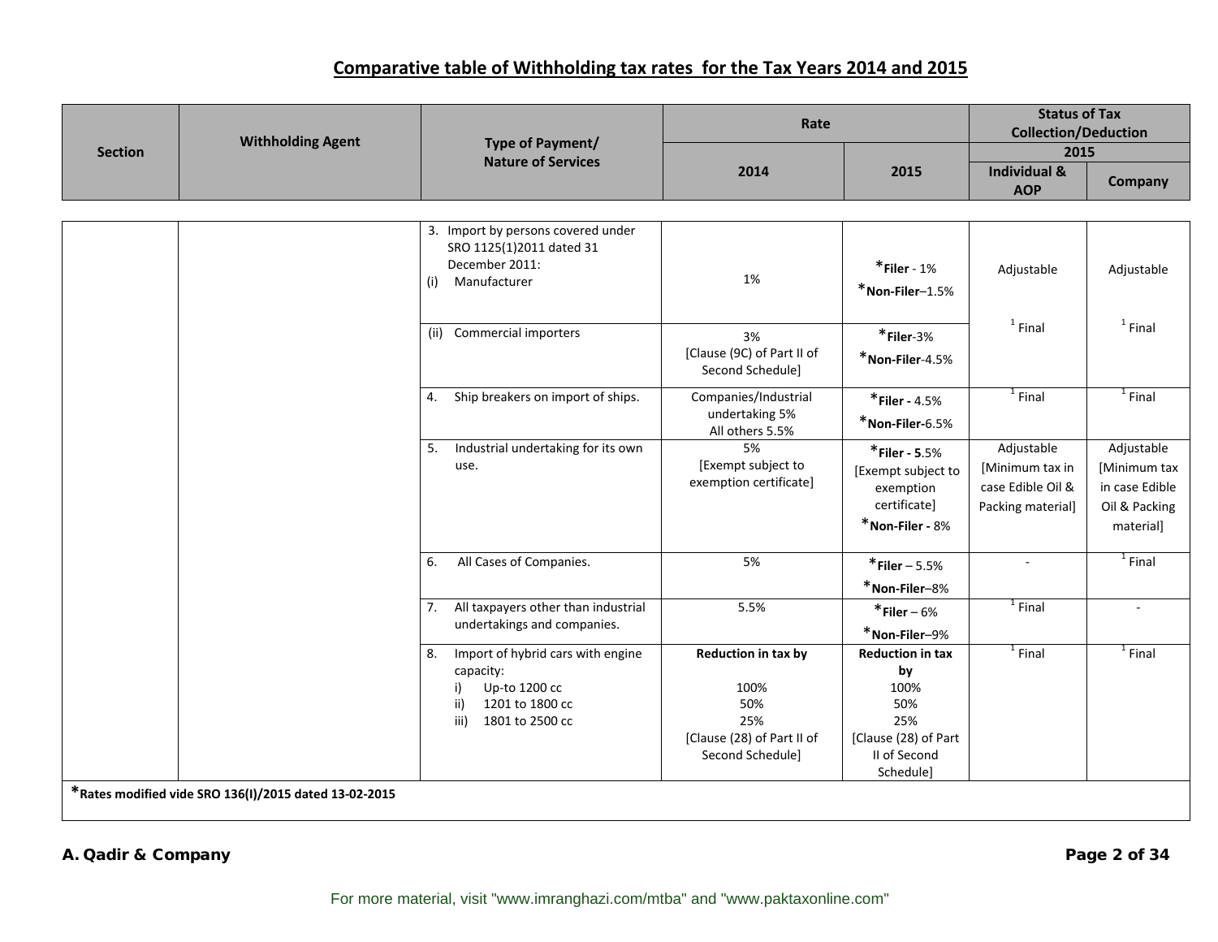## Comparative table of Withholding tax rates for the Tax Years 2014 and 2015

| Section | Withholding Agent | Type of Payment/ Nature of Services | Rate | | Status of Tax Collection/Deduction | |
|---|---|---|---|---|---|---|
| | | | | | 2015 | |
| | | | 2014 | 2015 | Individual & AOP | Company |
| | | 3. Import by persons covered under SRO 1125(1)2011 dated 31 December 2011: (i) Manufacturer | 1% | *Filer - 1% *Non-Filer–1.5% | Adjustable | Adjustable |
| | | (ii) Commercial importers | 3% [Clause (9C) of Part II of Second Schedule] | *Filer-3% *Non-Filer-4.5% | [1] Final | [1] Final |
| | | 4. Ship breakers on import of ships. | Companies/Industrial undertaking 5% All others 5.5% | *Filer - 4.5% *Non-Filer-6.5% | [1] Final | [1] Final |
| | | 5. Industrial undertaking for its own use. | 5% [Exempt subject to exemption certificate] | *Filer - 5.5% [Exempt subject to exemption certificate] *Non-Filer - 8% | Adjustable [Minimum tax in case Edible Oil & Packing material] | Adjustable [Minimum tax in case Edible Oil & Packing material] |
| | | 6. All Cases of Companies. | 5% | *Filer – 5.5% *Non-Filer–8% | - | [1] Final |
| | | 7. All taxpayers other than industrial undertakings and companies. | 5.5% | *Filer – 6% *Non-Filer–9% | [1] Final | - |
| | | 8. Import of hybrid cars with engine capacity: i) Up-to 1200 cc ii) 1201 to 1800 cc iii) 1801 to 2500 cc | Reduction in tax by 100% 50% 25% [Clause (28) of Part II of Second Schedule] | Reduction in tax by 100% 50% 25% [Clause (28) of Part II of Second Schedule] | [1] Final | [1] Final |

***Rates modified vide SRO 136(I)/2015 dated 13-02-2015**

**A. Qadir & Company**

For more material, visit "www.imranghazi.com/mtba" and "www.paktaxonline.com"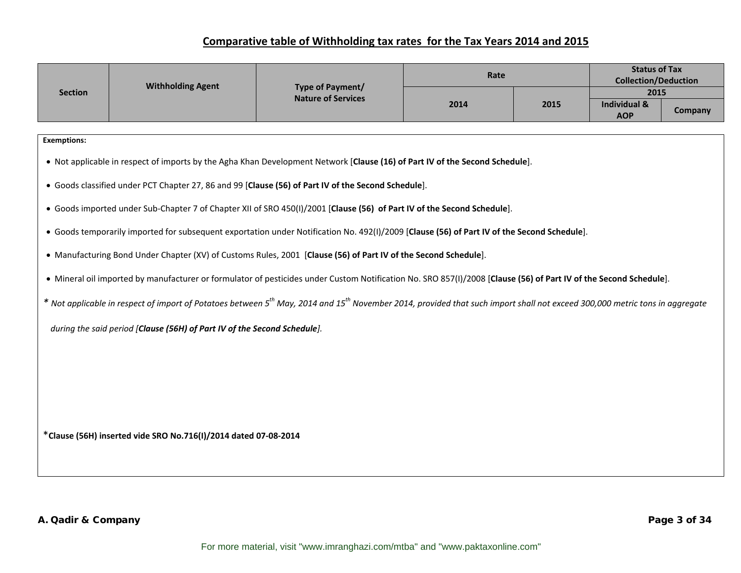# Comparative table of Withholding tax rates for the Tax Years 2014 and 2015

| Section | Withholding Agent | Type of Payment/ Nature of Services | Rate | | Status of Tax Collection/Deduction | |
|---|---|---|---|---|---|---|
| | | | | | 2015 | |
| | | | 2014 | 2015 | Individual & AOP | Company |

**Exemptions:**

- Not applicable in respect of imports by the Agha Khan Development Network [**Clause (16) of Part IV of the Second Schedule**].
- Goods classified under PCT Chapter 27, 86 and 99 [**Clause (56) of Part IV of the Second Schedule**].
- Goods imported under Sub-Chapter 7 of Chapter XII of SRO 450(I)/2001 [**Clause (56) of Part IV of the Second Schedule**].
- Goods temporarily imported for subsequent exportation under Notification No. 492(I)/2009 [**Clause (56) of Part IV of the Second Schedule**].
- Manufacturing Bond Under Chapter (XV) of Customs Rules, 2001 [**Clause (56) of Part IV of the Second Schedule**].
- Mineral oil imported by manufacturer or formulator of pesticides under Custom Notification No. SRO 857(I)/2008 [**Clause (56) of Part IV of the Second Schedule**].

\* *Not applicable in respect of import of Potatoes between 5th May, 2014 and 15th November 2014, provided that such import shall not exceed 300,000 metric tons in aggregate during the said period [**Clause (56H) of Part IV of the Second Schedule**].*

\***Clause (56H) inserted vide SRO No.716(I)/2014 dated 07-08-2014**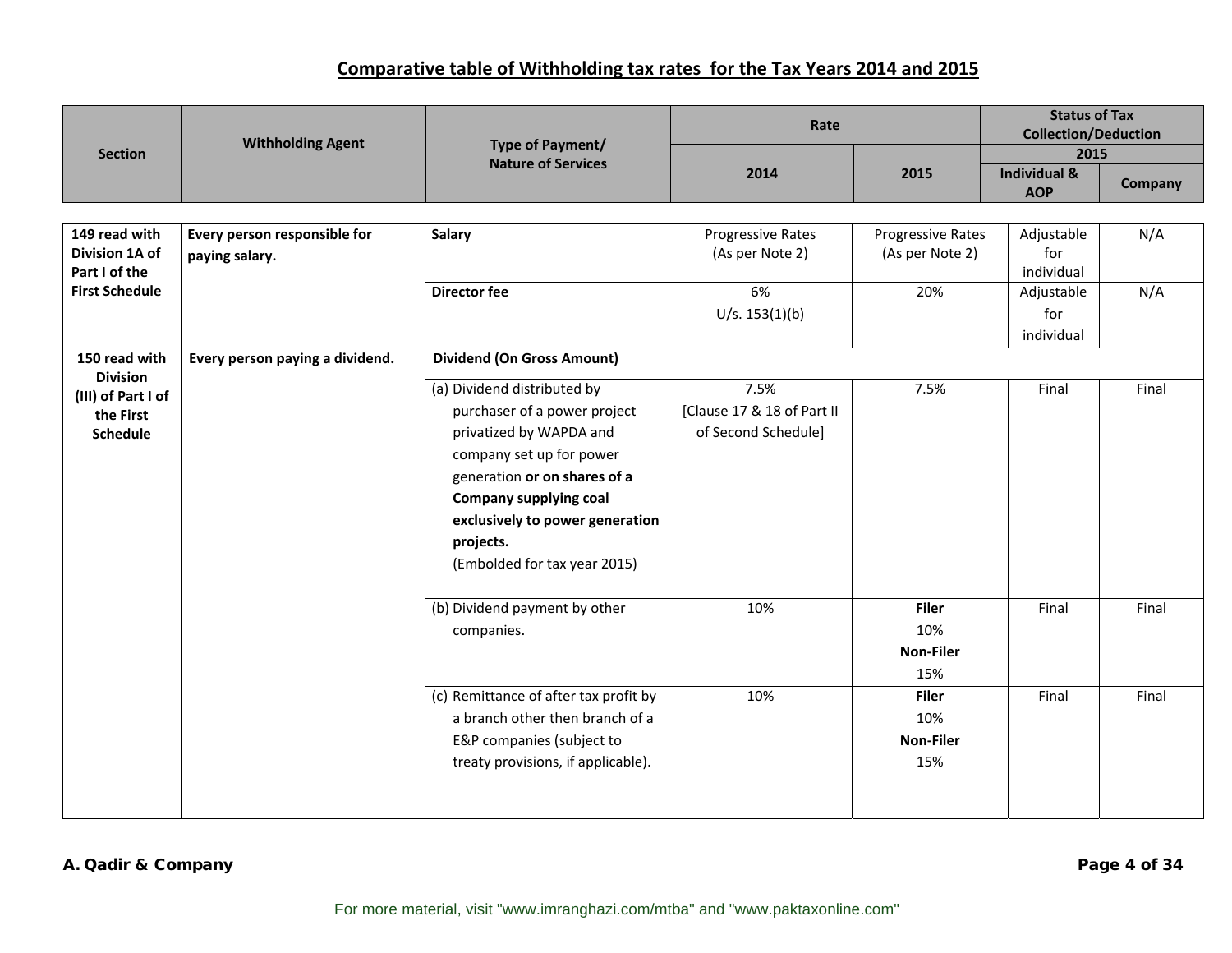## Comparative table of Withholding tax rates for the Tax Years 2014 and 2015

| Section | Withholding Agent | Type of Payment/ Nature of Services | Rate | | Status of Tax Collection/Deduction | |
|---|---|---|---|---|---|---|
| | | | | | 2015 | |
| | | | 2014 | 2015 | Individual & AOP | Company |
| 149 read with Division 1A of Part I of the First Schedule | Every person responsible for paying salary. | **Salary** | Progressive Rates (As per Note 2) | Progressive Rates (As per Note 2) | Adjustable for individual | N/A |
| | | **Director fee** | 6% U/s. 153(1)(b) | 20% | Adjustable for individual | N/A |
| 150 read with Division (III) of Part I of the First Schedule | Every person paying a dividend. | **Dividend (On Gross Amount)** | | | | |
| | | (a) Dividend distributed by purchaser of a power project privatized by WAPDA and company set up for power generation **or on shares of a Company supplying coal exclusively to power generation projects.** (Embolded for tax year 2015) | 7.5% [Clause 17 & 18 of Part II of Second Schedule] | 7.5% | Final | Final |
| | | (b) Dividend payment by other companies. | 10% | **Filer** 10% **Non-Filer** 15% | Final | Final |
| | | (c) Remittance of after tax profit by a branch other then branch of a E&P companies (subject to treaty provisions, if applicable). | 10% | **Filer** 10% **Non-Filer** 15% | Final | Final |

**A. Qadir & Company**

For more material, visit "www.imranghazi.com/mtba" and "www.paktaxonline.com"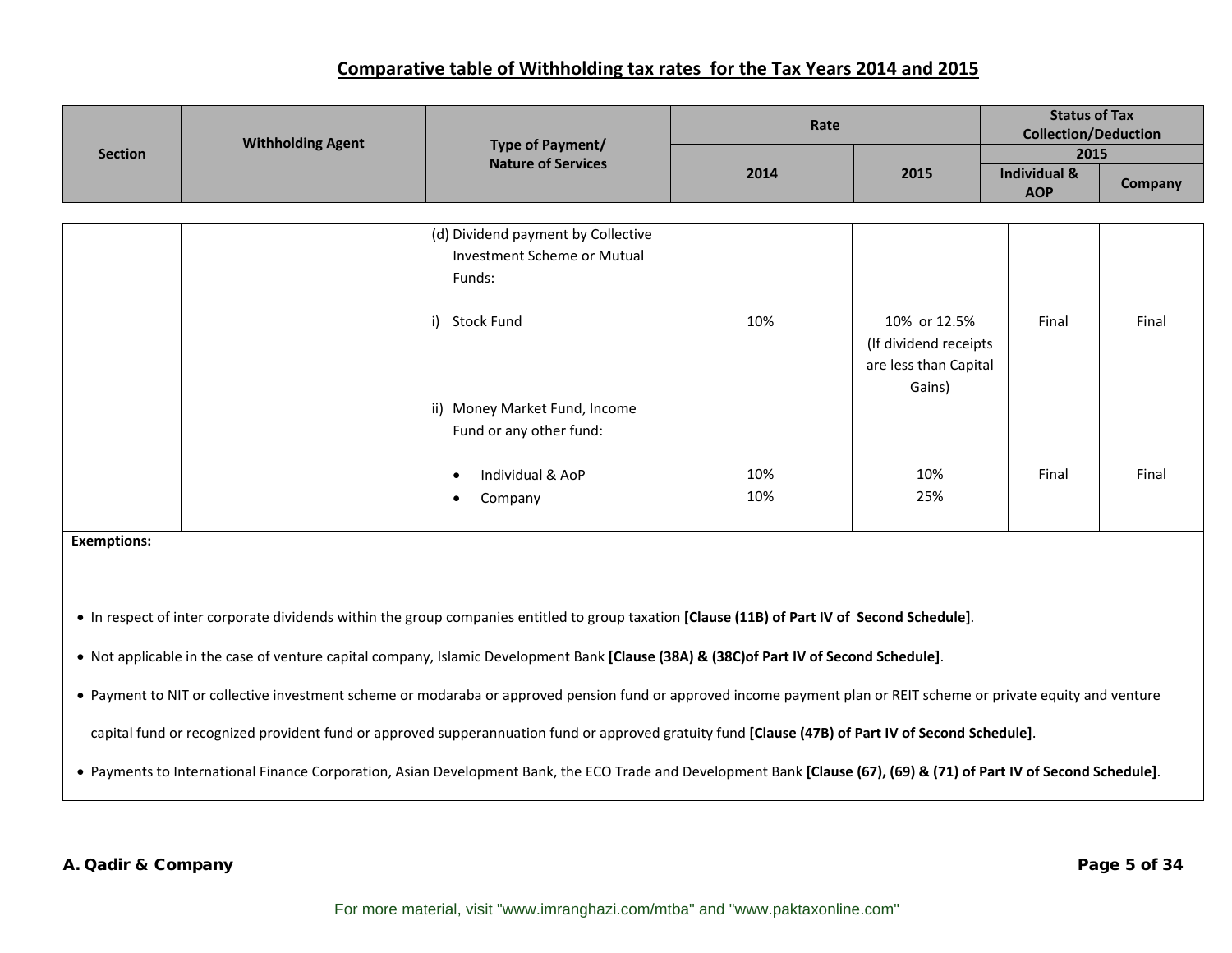## Comparative table of Withholding tax rates for the Tax Years 2014 and 2015

| Section | Withholding Agent | Type of Payment/ Nature of Services | Rate | | Status of Tax Collection/Deduction 2015 | |
|---|---|---|---|---|---|---|
| | | | 2014 | 2015 | Individual & AOP | Company |
| | | (d) Dividend payment by Collective Investment Scheme or Mutual Funds: | | | | |
| | | i) Stock Fund | 10% | 10% or 12.5% (If dividend receipts are less than Capital Gains) | Final | Final |
| | | ii) Money Market Fund, Income Fund or any other fund: | | | | |
| | | • Individual & AoP | 10% | 10% | Final | Final |
| | | • Company | 10% | 25% | | |

**Exemptions:**

- In respect of inter corporate dividends within the group companies entitled to group taxation **[Clause (11B) of Part IV of Second Schedule]**.
- Not applicable in the case of venture capital company, Islamic Development Bank **[Clause (38A) & (38C)of Part IV of Second Schedule]**.
- Payment to NIT or collective investment scheme or modaraba or approved pension fund or approved income payment plan or REIT scheme or private equity and venture capital fund or recognized provident fund or approved supperannuation fund or approved gratuity fund **[Clause (47B) of Part IV of Second Schedule]**.
- Payments to International Finance Corporation, Asian Development Bank, the ECO Trade and Development Bank **[Clause (67), (69) & (71) of Part IV of Second Schedule]**.

For more material, visit "www.imranghazi.com/mtba" and "www.paktaxonline.com"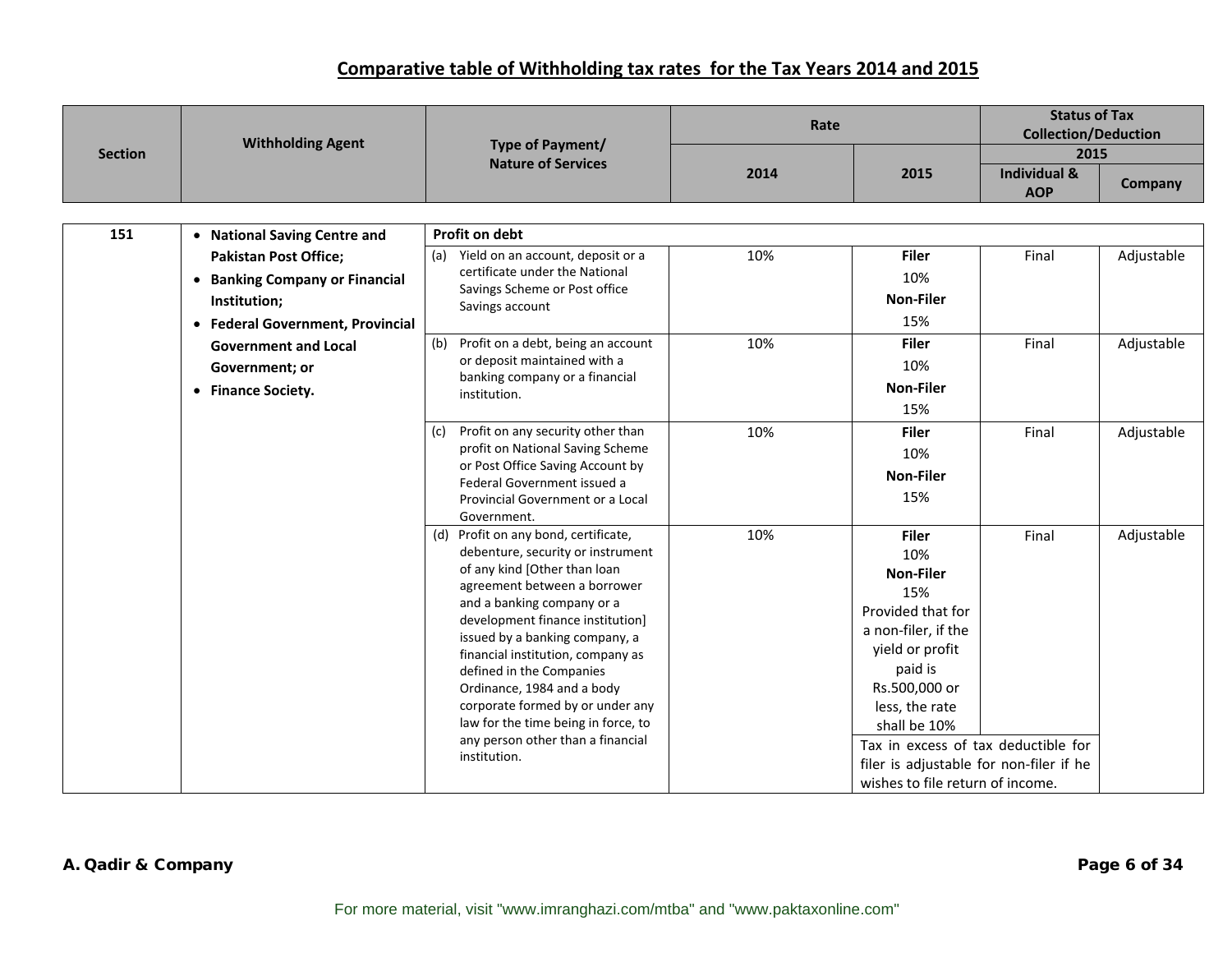## Comparative table of Withholding tax rates for the Tax Years 2014 and 2015

| Section | Withholding Agent | Type of Payment/ Nature of Services | Rate | | Status of Tax Collection/Deduction | |
|---|---|---|---|---|---|---|
| | | | | | 2015 | |
| | | | 2014 | 2015 | Individual & AOP | Company |
| 151 | • National Saving Centre and Pakistan Post Office; • Banking Company or Financial Institution; • Federal Government, Provincial Government and Local Government; or • Finance Society. | **Profit on debt** | | | | |
| | | (a) Yield on an account, deposit or a certificate under the National Savings Scheme or Post office Savings account | 10% | **Filer** 10% **Non-Filer** 15% | Final | Adjustable |
| | | (b) Profit on a debt, being an account or deposit maintained with a banking company or a financial institution. | 10% | **Filer** 10% **Non-Filer** 15% | Final | Adjustable |
| | | (c) Profit on any security other than profit on National Saving Scheme or Post Office Saving Account by Federal Government issued a Provincial Government or a Local Government. | 10% | **Filer** 10% **Non-Filer** 15% | Final | Adjustable |
| | | (d) Profit on any bond, certificate, debenture, security or instrument of any kind [Other than loan agreement between a borrower and a banking company or a development finance institution] issued by a banking company, a financial institution, company as defined in the Companies Ordinance, 1984 and a body corporate formed by or under any law for the time being in force, to any person other than a financial institution. | 10% | **Filer** 10% **Non-Filer** 15% Provided that for a non-filer, if the yield or profit paid is Rs.500,000 or less, the rate shall be 10% | Final | Adjustable |
| | | | | Tax in excess of tax deductible for filer is adjustable for non-filer if he wishes to file return of income. | | |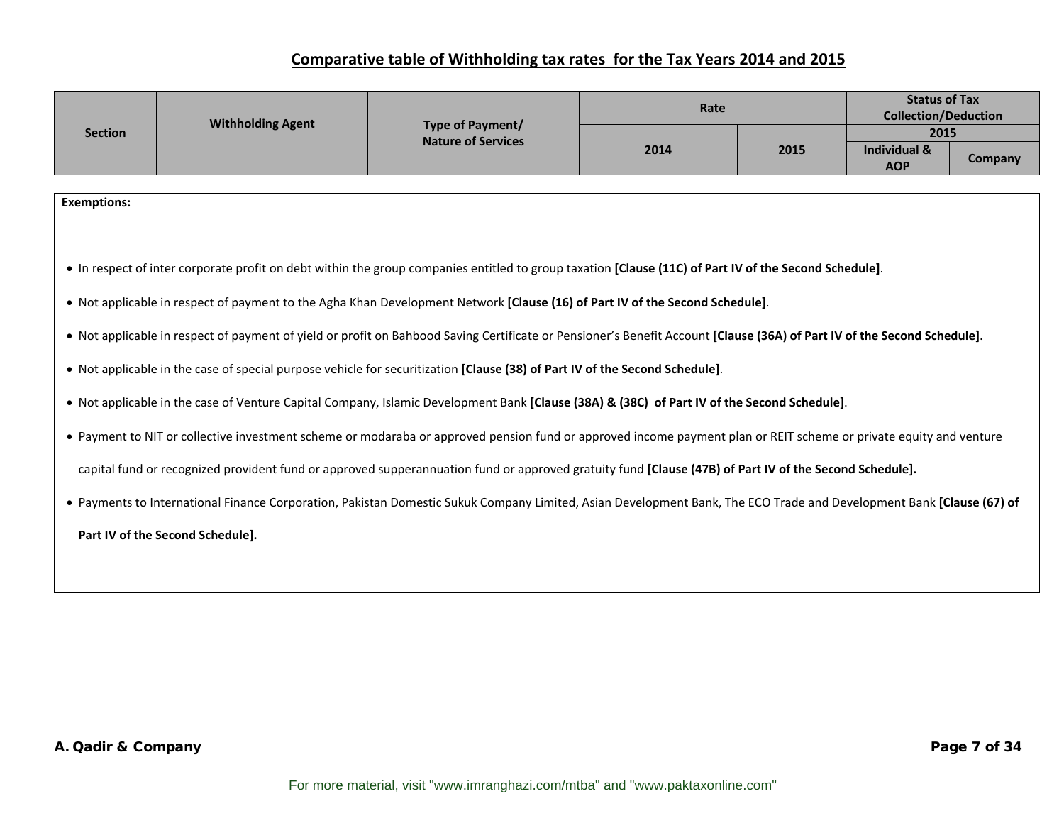## Comparative table of Withholding tax rates for the Tax Years 2014 and 2015

| Section | Withholding Agent | Type of Payment/ Nature of Services | Rate | | Status of Tax Collection/Deduction | |
|---|---|---|---|---|---|---|
| | | | | | 2015 | |
| | | | 2014 | 2015 | Individual & AOP | Company |

**Exemptions:**

- In respect of inter corporate profit on debt within the group companies entitled to group taxation **[Clause (11C) of Part IV of the Second Schedule]**.
- Not applicable in respect of payment to the Agha Khan Development Network **[Clause (16) of Part IV of the Second Schedule]**.
- Not applicable in respect of payment of yield or profit on Bahbood Saving Certificate or Pensioner's Benefit Account **[Clause (36A) of Part IV of the Second Schedule]**.
- Not applicable in the case of special purpose vehicle for securitization **[Clause (38) of Part IV of the Second Schedule]**.
- Not applicable in the case of Venture Capital Company, Islamic Development Bank **[Clause (38A) & (38C) of Part IV of the Second Schedule]**.
- Payment to NIT or collective investment scheme or modaraba or approved pension fund or approved income payment plan or REIT scheme or private equity and venture capital fund or recognized provident fund or approved supperannuation fund or approved gratuity fund **[Clause (47B) of Part IV of the Second Schedule].**
- Payments to International Finance Corporation, Pakistan Domestic Sukuk Company Limited, Asian Development Bank, The ECO Trade and Development Bank **[Clause (67) of Part IV of the Second Schedule].**

For more material, visit "www.imranghazi.com/mtba" and "www.paktaxonline.com"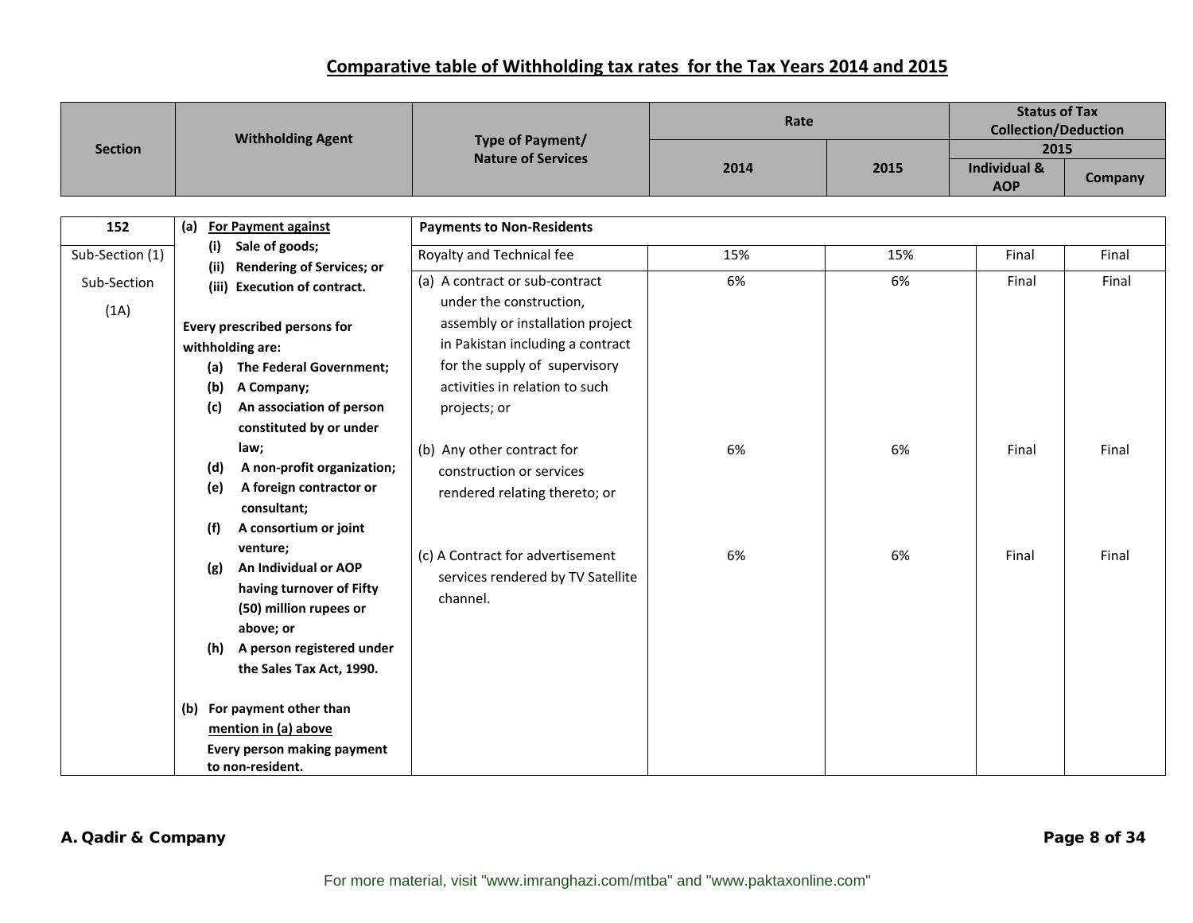## Comparative table of Withholding tax rates for the Tax Years 2014 and 2015

| Section | Withholding Agent | Type of Payment/ Nature of Services | Rate | | Status of Tax Collection/Deduction 2015 | |
|---|---|---|---|---|---|---|
| | | | 2014 | 2015 | Individual & AOP | Company |
| 152 | (a) **For Payment against** (i) Sale of goods; (ii) Rendering of Services; or (iii) Execution of contract. **Every prescribed persons for withholding are:** (a) The Federal Government; (b) A Company; (c) An association of person constituted by or under law; (d) A non-profit organization; (e) A foreign contractor or consultant; (f) A consortium or joint venture; (g) An Individual or AOP having turnover of Fifty (50) million rupees or above; or (h) A person registered under the Sales Tax Act, 1990. (b) **For payment other than mention in (a) above** Every person making payment to non-resident. | **Payments to Non-Residents** | | | | |
| Sub-Section (1) | | Royalty and Technical fee | 15% | 15% | Final | Final |
| Sub-Section (1A) | | (a) A contract or sub-contract under the construction, assembly or installation project in Pakistan including a contract for the supply of supervisory activities in relation to such projects; or | 6% | 6% | Final | Final |
| | | (b) Any other contract for construction or services rendered relating thereto; or | 6% | 6% | Final | Final |
| | | (c) A Contract for advertisement services rendered by TV Satellite channel. | 6% | 6% | Final | Final |

**A. Qadir & Company**

For more material, visit "www.imranghazi.com/mtba" and "www.paktaxonline.com"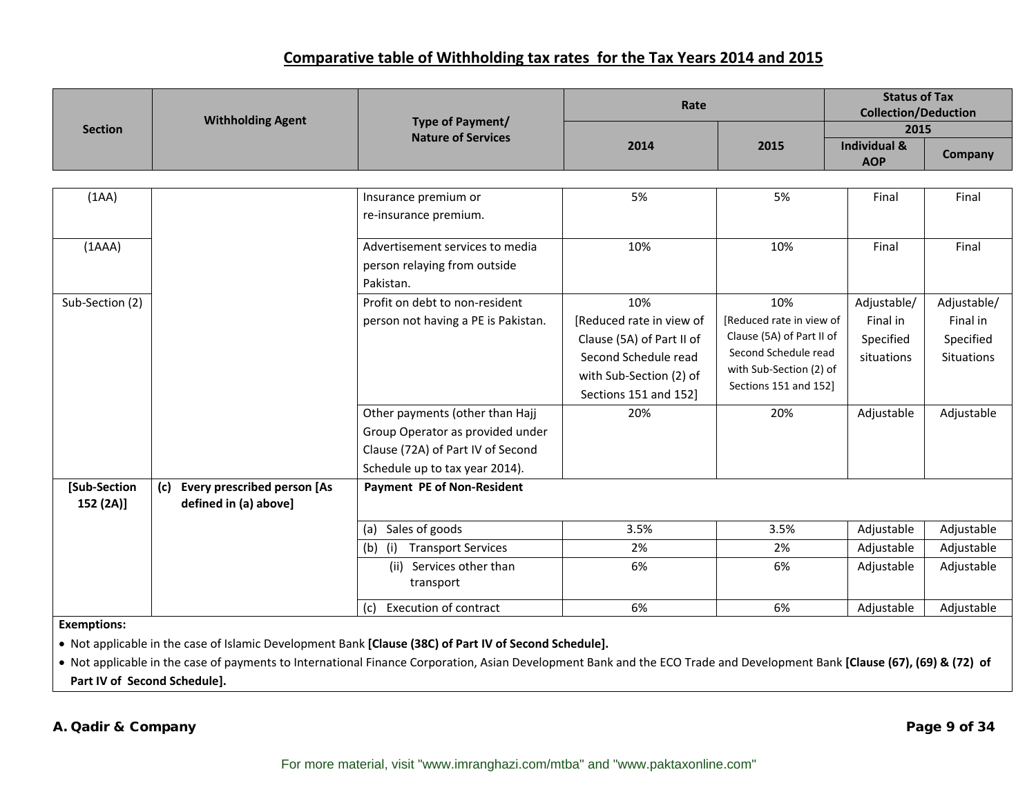## Comparative table of Withholding tax rates for the Tax Years 2014 and 2015

| Section | Withholding Agent | Type of Payment/ Nature of Services | Rate | | Status of Tax Collection/Deduction 2015 | |
|---|---|---|---|---|---|---|
| | | | 2014 | 2015 | Individual & AOP | Company |
| (1AA) | | Insurance premium or re-insurance premium. | 5% | 5% | Final | Final |
| (1AAA) | | Advertisement services to media person relaying from outside Pakistan. | 10% | 10% | Final | Final |
| Sub-Section (2) | | Profit on debt to non-resident person not having a PE is Pakistan. | 10% [Reduced rate in view of Clause (5A) of Part II of Second Schedule read with Sub-Section (2) of Sections 151 and 152] | 10% [Reduced rate in view of Clause (5A) of Part II of Second Schedule read with Sub-Section (2) of Sections 151 and 152] | Adjustable/ Final in Specified situations | Adjustable/ Final in Specified Situations |
| | | Other payments (other than Hajj Group Operator as provided under Clause (72A) of Part IV of Second Schedule up to tax year 2014). | 20% | 20% | Adjustable | Adjustable |
| **[Sub-Section 152 (2A)]** | **(c) Every prescribed person [As defined in (a) above]** | **Payment PE of Non-Resident** | | | | |
| | | (a) Sales of goods | 3.5% | 3.5% | Adjustable | Adjustable |
| | | (b) (i) Transport Services | 2% | 2% | Adjustable | Adjustable |
| | | (ii) Services other than transport | 6% | 6% | Adjustable | Adjustable |
| | | (c) Execution of contract | 6% | 6% | Adjustable | Adjustable |

**Exemptions:**

- Not applicable in the case of Islamic Development Bank **[Clause (38C) of Part IV of Second Schedule].**
- Not applicable in the case of payments to International Finance Corporation, Asian Development Bank and the ECO Trade and Development Bank **[Clause (67), (69) & (72) of Part IV of Second Schedule].**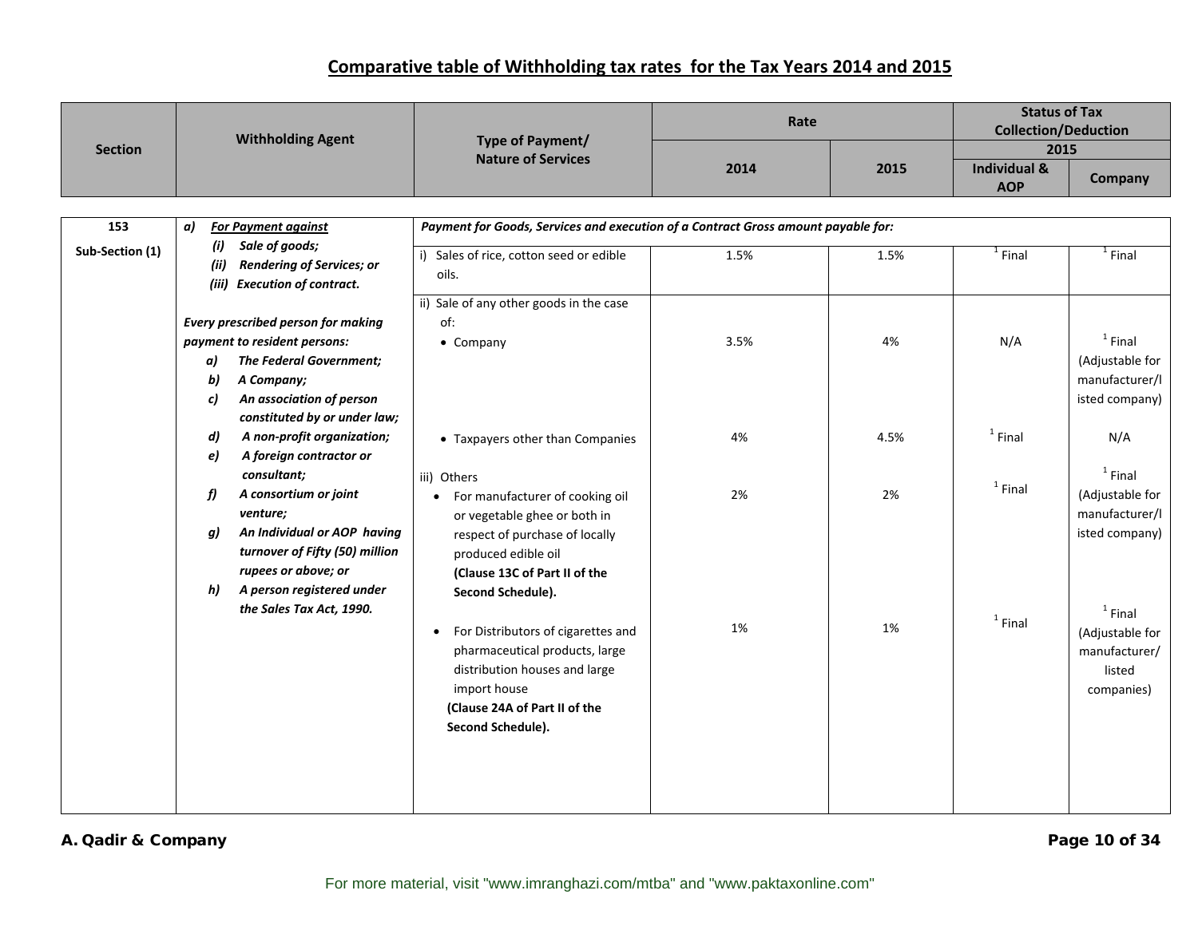## Comparative table of Withholding tax rates for the Tax Years 2014 and 2015

| Section | Withholding Agent | Type of Payment/ Nature of Services | Rate | | Status of Tax Collection/Deduction 2015 | |
|---|---|---|---|---|---|---|
| | | | 2014 | 2015 | Individual & AOP | Company |
| 153 Sub-Section (1) | ***a) For Payment against*** ***(i) Sale of goods; (ii) Rendering of Services; or (iii) Execution of contract.*** ***Every prescribed person for making payment to resident persons: a) The Federal Government; b) A Company; c) An association of person constituted by or under law; d) A non-profit organization; e) A foreign contractor or consultant; f) A consortium or joint venture; g) An Individual or AOP having turnover of Fifty (50) million rupees or above; or h) A person registered under the Sales Tax Act, 1990.*** | ***Payment for Goods, Services and execution of a Contract Gross amount payable for:*** | | | | |
| | | i) Sales of rice, cotton seed or edible oils. | 1.5% | 1.5% | [1] Final | [1] Final |
| | | ii) Sale of any other goods in the case of: • Company | 3.5% | 4% | N/A | [1] Final (Adjustable for manufacturer/listed company) |
| | | • Taxpayers other than Companies | 4% | 4.5% | [1] Final | N/A |
| | | iii) Others • For manufacturer of cooking oil or vegetable ghee or both in respect of purchase of locally produced edible oil **(Clause 13C of Part II of the Second Schedule).** | 2% | 2% | [1] Final | [1] Final (Adjustable for manufacturer/listed company) |
| | | • For Distributors of cigarettes and pharmaceutical products, large distribution houses and large import house **(Clause 24A of Part II of the Second Schedule).** | 1% | 1% | [1] Final | [1] Final (Adjustable for manufacturer/ listed companies) |

For more material, visit "www.imranghazi.com/mtba" and "www.paktaxonline.com"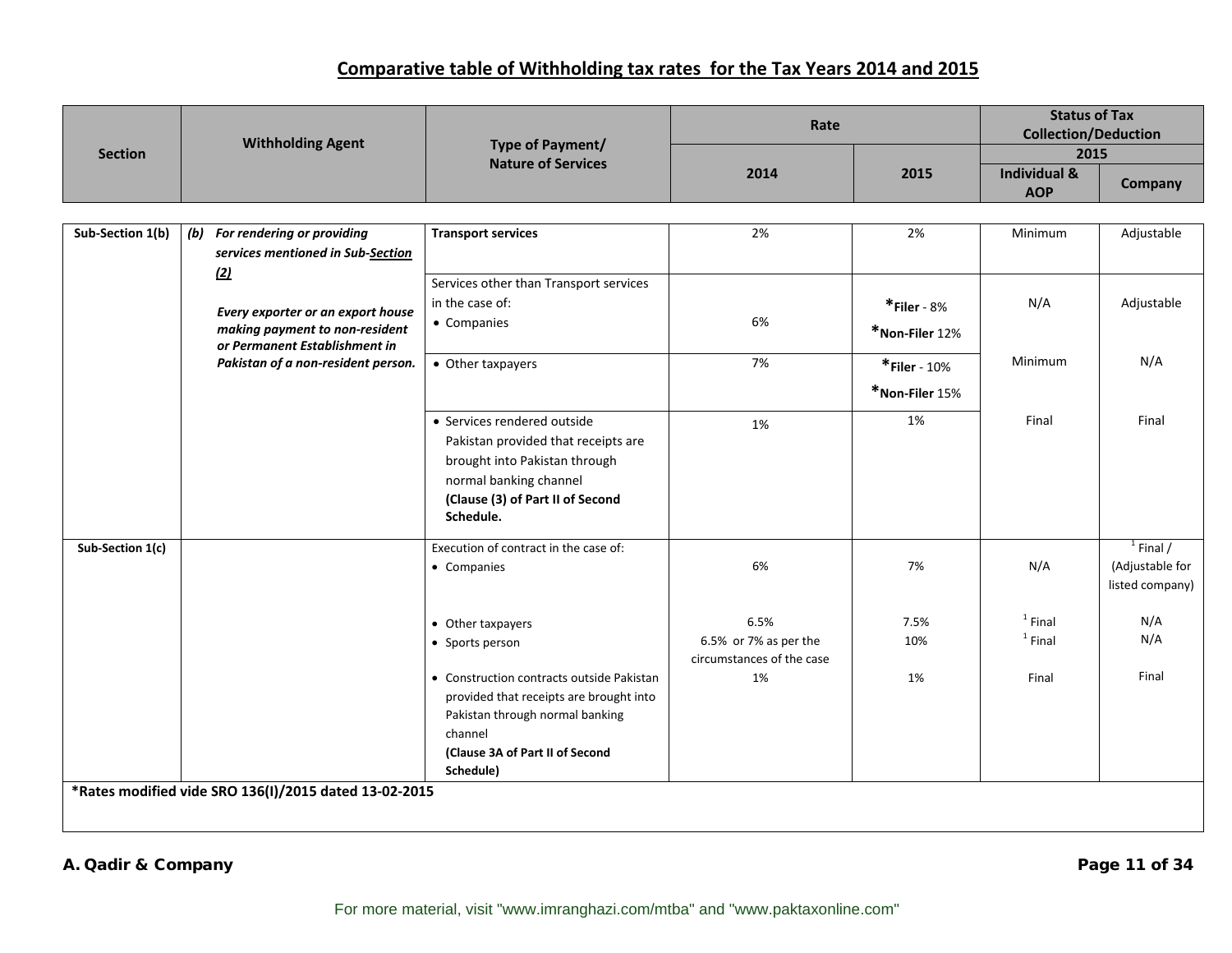## Comparative table of Withholding tax rates for the Tax Years 2014 and 2015

| Section | Withholding Agent | Type of Payment/ Nature of Services | Rate | | Status of Tax Collection/Deduction | |
|---|---|---|---|---|---|---|
| | | | | | 2015 | |
| | | | 2014 | 2015 | Individual & AOP | Company |
| Sub-Section 1(b) | ***(b) For rendering or providing services mentioned in Sub-Section (2)*** | **Transport services** | 2% | 2% | Minimum | Adjustable |
| | ***Every exporter or an export house making payment to non-resident or Permanent Establishment in Pakistan of a non-resident person.*** | Services other than Transport services in the case of: • Companies | 6% | ***Filer** - 8% ***Non-Filer** 12% | N/A | Adjustable |
| | | • Other taxpayers | 7% | ***Filer** - 10% ***Non-Filer** 15% | Minimum | N/A |
| | | • Services rendered outside Pakistan provided that receipts are brought into Pakistan through normal banking channel **(Clause (3) of Part II of Second Schedule.** | 1% | 1% | Final | Final |
| Sub-Section 1(c) | | Execution of contract in the case of: • Companies | 6% | 7% | N/A | [1] Final / (Adjustable for listed company) |
| | | • Other taxpayers | 6.5% | 7.5% | [1] Final | N/A |
| | | • Sports person | 6.5% or 7% as per the circumstances of the case | 10% | [1] Final | N/A |
| | | • Construction contracts outside Pakistan provided that receipts are brought into Pakistan through normal banking channel **(Clause 3A of Part II of Second Schedule)** | 1% | 1% | Final | Final |

***Rates modified vide SRO 136(I)/2015 dated 13-02-2015**

**A. Qadir & Company**

For more material, visit "www.imranghazi.com/mtba" and "www.paktaxonline.com"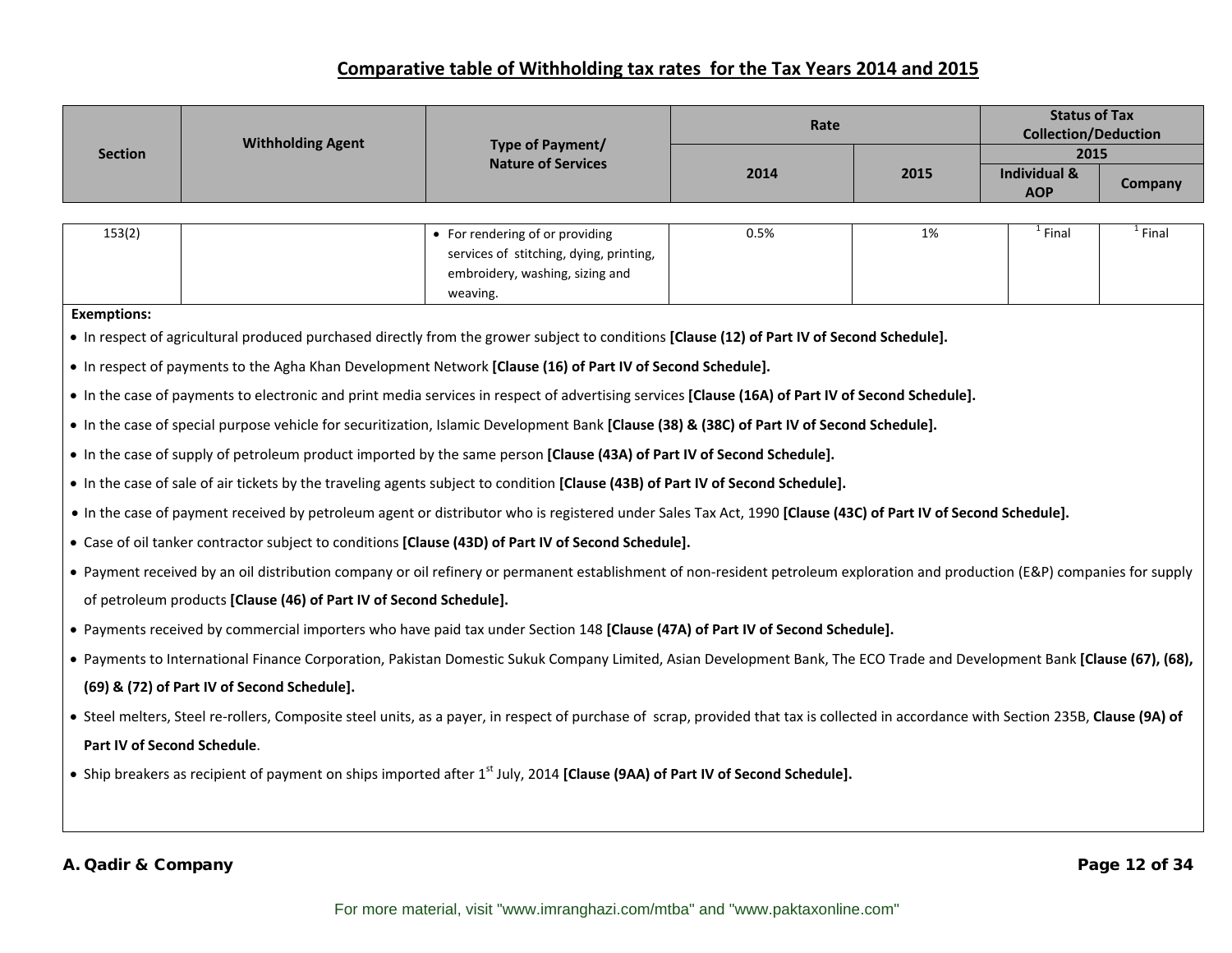## Comparative table of Withholding tax rates for the Tax Years 2014 and 2015

| Section | Withholding Agent | Type of Payment/ Nature of Services | Rate | | Status of Tax Collection/Deduction 2015 | |
|---|---|---|---|---|---|---|
| | | | 2014 | 2015 | Individual & AOP | Company |
| 153(2) | | • For rendering of or providing services of stitching, dying, printing, embroidery, washing, sizing and weaving. | 0.5% | 1% | [1] Final | [1] Final |

**Exemptions:**

- In respect of agricultural produced purchased directly from the grower subject to conditions **[Clause (12) of Part IV of Second Schedule].**
- In respect of payments to the Agha Khan Development Network **[Clause (16) of Part IV of Second Schedule].**
- In the case of payments to electronic and print media services in respect of advertising services **[Clause (16A) of Part IV of Second Schedule].**
- In the case of special purpose vehicle for securitization, Islamic Development Bank **[Clause (38) & (38C) of Part IV of Second Schedule].**
- In the case of supply of petroleum product imported by the same person **[Clause (43A) of Part IV of Second Schedule].**
- In the case of sale of air tickets by the traveling agents subject to condition **[Clause (43B) of Part IV of Second Schedule].**
- In the case of payment received by petroleum agent or distributor who is registered under Sales Tax Act, 1990 **[Clause (43C) of Part IV of Second Schedule].**
- Case of oil tanker contractor subject to conditions **[Clause (43D) of Part IV of Second Schedule].**
- Payment received by an oil distribution company or oil refinery or permanent establishment of non-resident petroleum exploration and production (E&P) companies for supply of petroleum products **[Clause (46) of Part IV of Second Schedule].**
- Payments received by commercial importers who have paid tax under Section 148 **[Clause (47A) of Part IV of Second Schedule].**
- Payments to International Finance Corporation, Pakistan Domestic Sukuk Company Limited, Asian Development Bank, The ECO Trade and Development Bank **[Clause (67), (68), (69) & (72) of Part IV of Second Schedule].**
- Steel melters, Steel re-rollers, Composite steel units, as a payer, in respect of purchase of scrap, provided that tax is collected in accordance with Section 235B, **Clause (9A) of Part IV of Second Schedule**.
- Ship breakers as recipient of payment on ships imported after 1st July, 2014 **[Clause (9AA) of Part IV of Second Schedule].**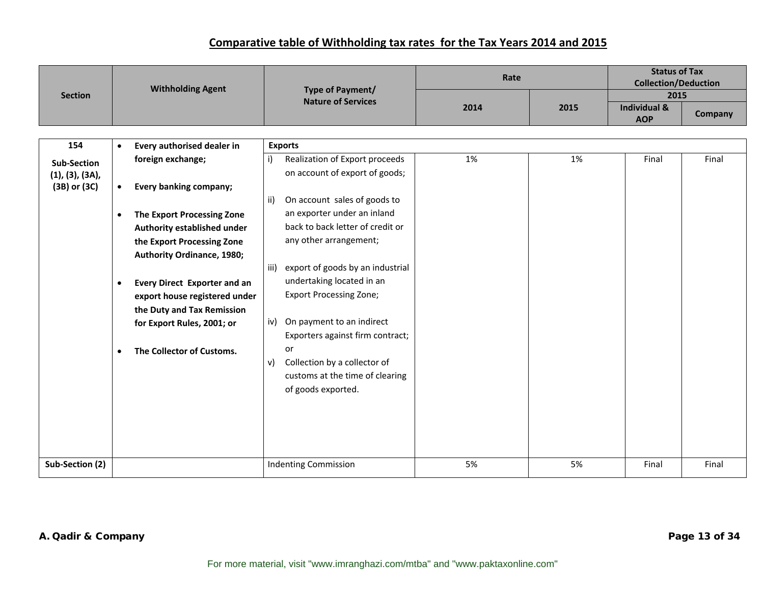## Comparative table of Withholding tax rates for the Tax Years 2014 and 2015

| Section | Withholding Agent | Type of Payment/ Nature of Services | Rate | | Status of Tax Collection/Deduction 2015 | |
|---|---|---|---|---|---|---|
| | | | 2014 | 2015 | Individual & AOP | Company |
| 154 Sub-Section (1), (3), (3A), (3B) or (3C) | • **Every authorised dealer in foreign exchange;** <br> • **Every banking company;** <br> • **The Export Processing Zone Authority established under the Export Processing Zone Authority Ordinance, 1980;** <br> • **Every Direct Exporter and an export house registered under the Duty and Tax Remission for Export Rules, 2001; or** <br> • **The Collector of Customs.** | **Exports** <br> i) Realization of Export proceeds on account of export of goods; <br> ii) On account sales of goods to an exporter under an inland back to back letter of credit or any other arrangement; <br> iii) export of goods by an industrial undertaking located in an Export Processing Zone; <br> iv) On payment to an indirect Exporters against firm contract; or <br> v) Collection by a collector of customs at the time of clearing of goods exported. | 1% | 1% | Final | Final |
| **Sub-Section (2)** | | Indenting Commission | 5% | 5% | Final | Final |

**A. Qadir & Company**

For more material, visit "www.imranghazi.com/mtba" and "www.paktaxonline.com"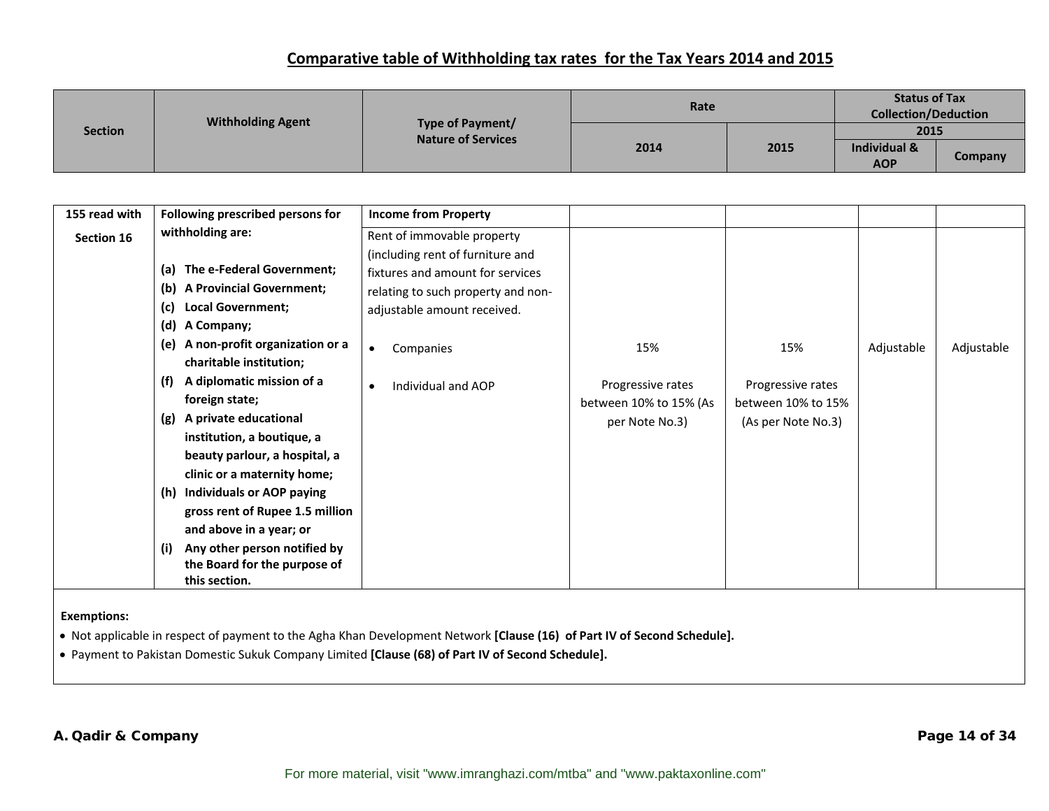## Comparative table of Withholding tax rates for the Tax Years 2014 and 2015

| Section | Withholding Agent | Type of Payment/ Nature of Services | Rate | | Status of Tax Collection/Deduction 2015 | |
|---|---|---|---|---|---|---|
| | | | 2014 | 2015 | Individual & AOP | Company |
| 155 read with Section 16 | Following prescribed persons for withholding are:<br><br>**(a) The e-Federal Government;**<br>**(b) A Provincial Government;**<br>**(c) Local Government;**<br>**(d) A Company;**<br>**(e) A non-profit organization or a charitable institution;**<br>**(f) A diplomatic mission of a foreign state;**<br>**(g) A private educational institution, a boutique, a beauty parlour, a hospital, a clinic or a maternity home;**<br>**(h) Individuals or AOP paying gross rent of Rupee 1.5 million and above in a year; or**<br>**(i) Any other person notified by the Board for the purpose of this section.** | **Income from Property**<br>Rent of immovable property (including rent of furniture and fixtures and amount for services relating to such property and non-adjustable amount received.<br><br>• Companies<br><br>• Individual and AOP | <br><br><br>15%<br><br>Progressive rates between 10% to 15% (As per Note No.3) | <br><br><br>15%<br><br>Progressive rates between 10% to 15% (As per Note No.3) | Adjustable | Adjustable |

**Exemptions:**

- Not applicable in respect of payment to the Agha Khan Development Network **[Clause (16) of Part IV of Second Schedule].**
- Payment to Pakistan Domestic Sukuk Company Limited **[Clause (68) of Part IV of Second Schedule].**

**A. Qadir & Company**

For more material, visit "www.imranghazi.com/mtba" and "www.paktaxonline.com"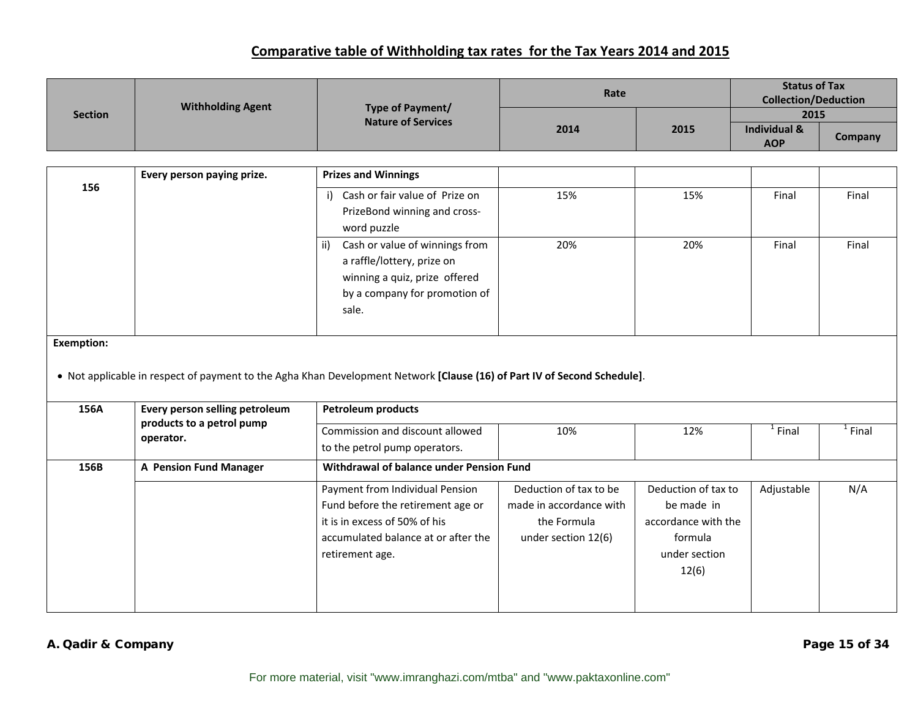# Comparative table of Withholding tax rates for the Tax Years 2014 and 2015

| Section | Withholding Agent | Type of Payment/ Nature of Services | Rate | | Status of Tax Collection/Deduction 2015 | |
|---|---|---|---|---|---|---|
| | | | 2014 | 2015 | Individual & AOP | Company |
| 156 | Every person paying prize. | **Prizes and Winnings** | | | | |
| | | i) Cash or fair value of Prize on PrizeBond winning and cross-word puzzle | 15% | 15% | Final | Final |
| | | ii) Cash or value of winnings from a raffle/lottery, prize on winning a quiz, prize offered by a company for promotion of sale. | 20% | 20% | Final | Final |
| **Exemption:** • Not applicable in respect of payment to the Agha Khan Development Network **[Clause (16) of Part IV of Second Schedule]**. | | | | | | |
| 156A | Every person selling petroleum products to a petrol pump operator. | **Petroleum products** | | | | |
| | | Commission and discount allowed to the petrol pump operators. | 10% | 12% | [1] Final | [1] Final |
| 156B | A Pension Fund Manager | **Withdrawal of balance under Pension Fund** | | | | |
| | | Payment from Individual Pension Fund before the retirement age or it is in excess of 50% of his accumulated balance at or after the retirement age. | Deduction of tax to be made in accordance with the Formula under section 12(6) | Deduction of tax to be made in accordance with the formula under section 12(6) | Adjustable | N/A |

A. Qadir & Company

For more material, visit "www.imranghazi.com/mtba" and "www.paktaxonline.com"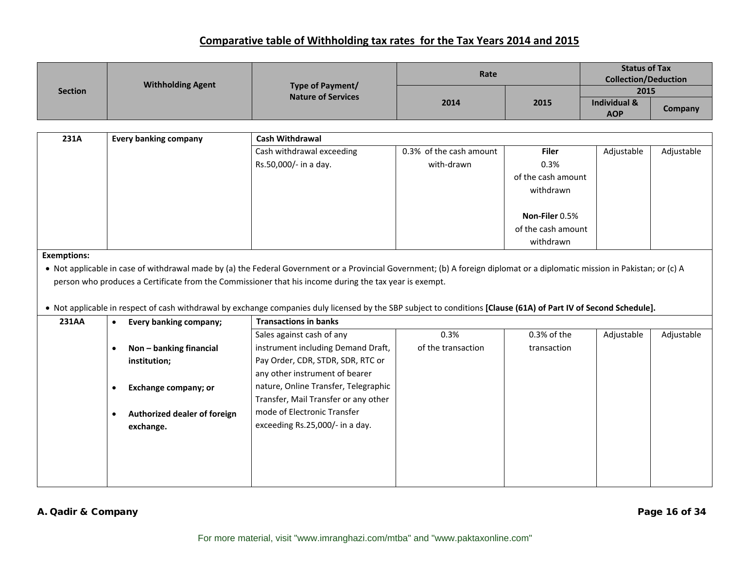# Comparative table of Withholding tax rates for the Tax Years 2014 and 2015

| Section | Withholding Agent | Type of Payment/ Nature of Services | Rate | | Status of Tax Collection/Deduction 2015 | |
|---|---|---|---|---|---|---|
| | | | 2014 | 2015 | Individual & AOP | Company |
| 231A | Every banking company | **Cash Withdrawal** | | | | |
| | | Cash withdrawal exceeding Rs.50,000/- in a day. | 0.3% of the cash amount with-drawn | **Filer** 0.3% of the cash amount withdrawn<br><br>**Non-Filer** 0.5% of the cash amount withdrawn | Adjustable | Adjustable |
| **Exemptions:**<br>• Not applicable in case of withdrawal made by (a) the Federal Government or a Provincial Government; (b) A foreign diplomat or a diplomatic mission in Pakistan; or (c) A person who produces a Certificate from the Commissioner that his income during the tax year is exempt.<br>• Not applicable in respect of cash withdrawal by exchange companies duly licensed by the SBP subject to conditions **[Clause (61A) of Part IV of Second Schedule].** | | | | | | |
| 231AA | • **Every banking company;**<br>• **Non – banking financial institution;**<br>• **Exchange company; or**<br>• **Authorized dealer of foreign exchange.** | **Transactions in banks** | | | | |
| | | Sales against cash of any instrument including Demand Draft, Pay Order, CDR, STDR, SDR, RTC or any other instrument of bearer nature, Online Transfer, Telegraphic Transfer, Mail Transfer or any other mode of Electronic Transfer exceeding Rs.25,000/- in a day. | 0.3% of the transaction | 0.3% of the transaction | Adjustable | Adjustable |

**A. Qadir & Company**

For more material, visit "www.imranghazi.com/mtba" and "www.paktaxonline.com"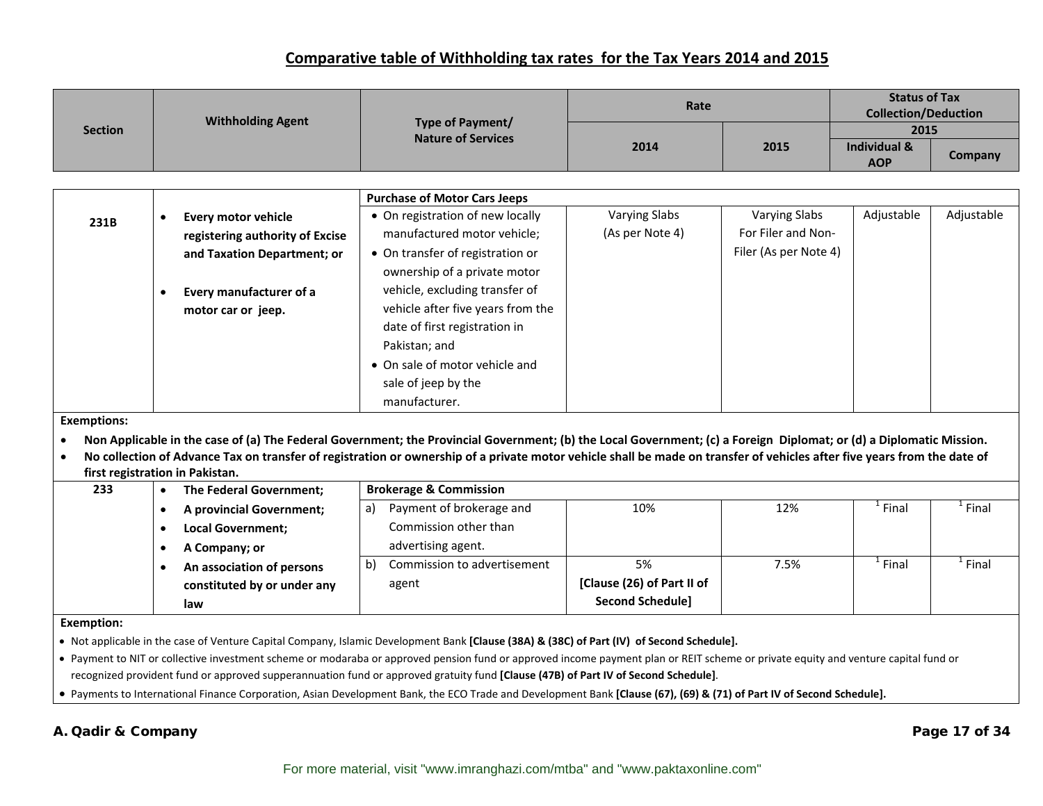## Comparative table of Withholding tax rates for the Tax Years 2014 and 2015

| Section | Withholding Agent | Type of Payment/ Nature of Services | Rate | | Status of Tax Collection/Deduction 2015 | |
|---|---|---|---|---|---|---|
| | | | 2014 | 2015 | Individual & AOP | Company |
| | | **Purchase of Motor Cars Jeeps** | | | | |
| **231B** | • **Every motor vehicle registering authority of Excise and Taxation Department; or** • **Every manufacturer of a motor car or jeep.** | • On registration of new locally manufactured motor vehicle; • On transfer of registration or ownership of a private motor vehicle, excluding transfer of vehicle after five years from the date of first registration in Pakistan; and • On sale of motor vehicle and sale of jeep by the manufacturer. | Varying Slabs (As per Note 4) | Varying Slabs For Filer and Non-Filer (As per Note 4) | Adjustable | Adjustable |
| **Exemptions:** • **Non Applicable in the case of (a) The Federal Government; the Provincial Government; (b) the Local Government; (c) a Foreign Diplomat; or (d) a Diplomatic Mission.** • **No collection of Advance Tax on transfer of registration or ownership of a private motor vehicle shall be made on transfer of vehicles after five years from the date of first registration in Pakistan.** | | | | | | |
| **233** | • **The Federal Government;** • **A provincial Government;** • **Local Government;** • **A Company; or** • **An association of persons constituted by or under any law** | **Brokerage & Commission** | | | | |
| | | a) Payment of brokerage and Commission other than advertising agent. | 10% | 12% | [1] Final | [1] Final |
| | | b) Commission to advertisement agent | 5% **[Clause (26) of Part II of Second Schedule]** | 7.5% | [1] Final | [1] Final |
| **Exemption:** • Not applicable in the case of Venture Capital Company, Islamic Development Bank **[Clause (38A) & (38C) of Part (IV) of Second Schedule].** • Payment to NIT or collective investment scheme or modaraba or approved pension fund or approved income payment plan or REIT scheme or private equity and venture capital fund or recognized provident fund or approved supperannuation fund or approved gratuity fund **[Clause (47B) of Part IV of Second Schedule]**. • Payments to International Finance Corporation, Asian Development Bank, the ECO Trade and Development Bank **[Clause (67), (69) & (71) of Part IV of Second Schedule].** | | | | | | |

**A. Qadir & Company**

For more material, visit "www.imranghazi.com/mtba" and "www.paktaxonline.com"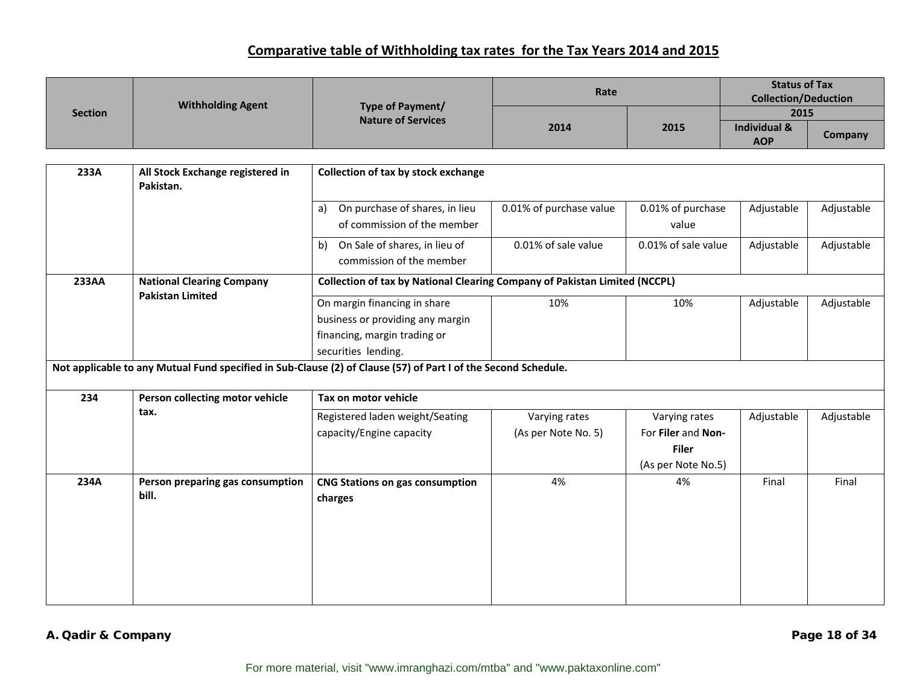## Comparative table of Withholding tax rates for the Tax Years 2014 and 2015

| Section | Withholding Agent | Type of Payment/ Nature of Services | Rate | | Status of Tax Collection/Deduction 2015 | |
|---|---|---|---|---|---|---|
| | | | 2014 | 2015 | Individual & AOP | Company |
| 233A | All Stock Exchange registered in Pakistan. | **Collection of tax by stock exchange** | | | | |
| | | a) On purchase of shares, in lieu of commission of the member | 0.01% of purchase value | 0.01% of purchase value | Adjustable | Adjustable |
| | | b) On Sale of shares, in lieu of commission of the member | 0.01% of sale value | 0.01% of sale value | Adjustable | Adjustable |
| 233AA | National Clearing Company Pakistan Limited | **Collection of tax by National Clearing Company of Pakistan Limited (NCCPL)** | | | | |
| | | On margin financing in share business or providing any margin financing, margin trading or securities lending. | 10% | 10% | Adjustable | Adjustable |
| **Not applicable to any Mutual Fund specified in Sub-Clause (2) of Clause (57) of Part I of the Second Schedule.** | | | | | | |
| 234 | Person collecting motor vehicle tax. | **Tax on motor vehicle** | | | | |
| | | Registered laden weight/Seating capacity/Engine capacity | Varying rates (As per Note No. 5) | Varying rates For **Filer** and **Non-Filer** (As per Note No.5) | Adjustable | Adjustable |
| 234A | Person preparing gas consumption bill. | **CNG Stations on gas consumption charges** | 4% | 4% | Final | Final |

**A. Qadir & Company**

For more material, visit "www.imranghazi.com/mtba" and "www.paktaxonline.com"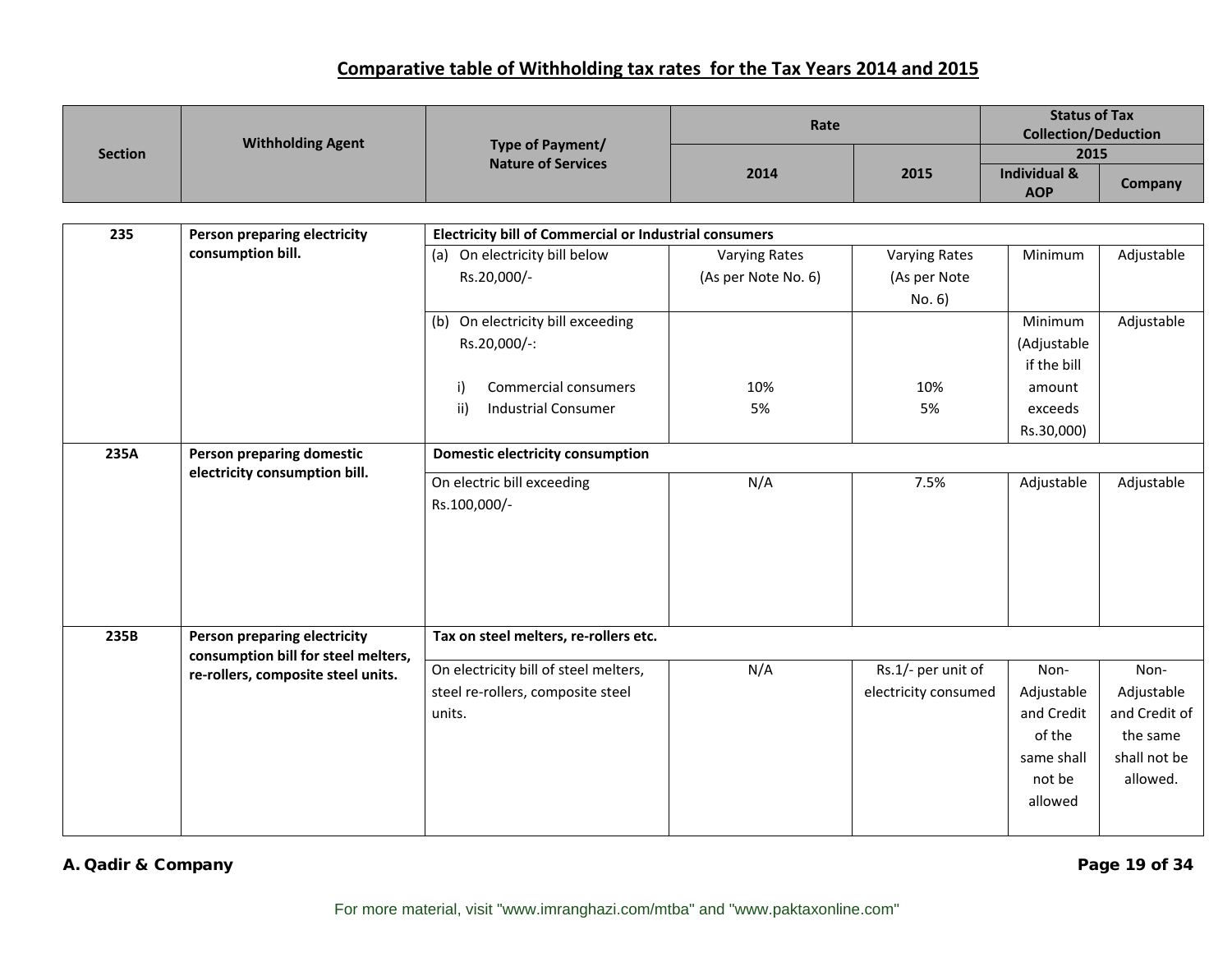## Comparative table of Withholding tax rates for the Tax Years 2014 and 2015

| Section | Withholding Agent | Type of Payment/ Nature of Services | Rate | | Status of Tax Collection/Deduction 2015 | |
|---|---|---|---|---|---|---|
| | | | 2014 | 2015 | Individual & AOP | Company |
| 235 | Person preparing electricity consumption bill. | **Electricity bill of Commercial or Industrial consumers** | | | | |
| | | (a) On electricity bill below Rs.20,000/- | Varying Rates (As per Note No. 6) | Varying Rates (As per Note No. 6) | Minimum | Adjustable |
| | | (b) On electricity bill exceeding Rs.20,000/-: i) Commercial consumers ii) Industrial Consumer | 10% 5% | 10% 5% | Minimum (Adjustable if the bill amount exceeds Rs.30,000) | Adjustable |
| 235A | Person preparing domestic electricity consumption bill. | **Domestic electricity consumption** | | | | |
| | | On electric bill exceeding Rs.100,000/- | N/A | 7.5% | Adjustable | Adjustable |
| 235B | Person preparing electricity consumption bill for steel melters, re-rollers, composite steel units. | **Tax on steel melters, re-rollers etc.** | | | | |
| | | On electricity bill of steel melters, steel re-rollers, composite steel units. | N/A | Rs.1/- per unit of electricity consumed | Non-Adjustable and Credit of the same shall not be allowed | Non-Adjustable and Credit of the same shall not be allowed. |

For more material, visit "www.imranghazi.com/mtba" and "www.paktaxonline.com"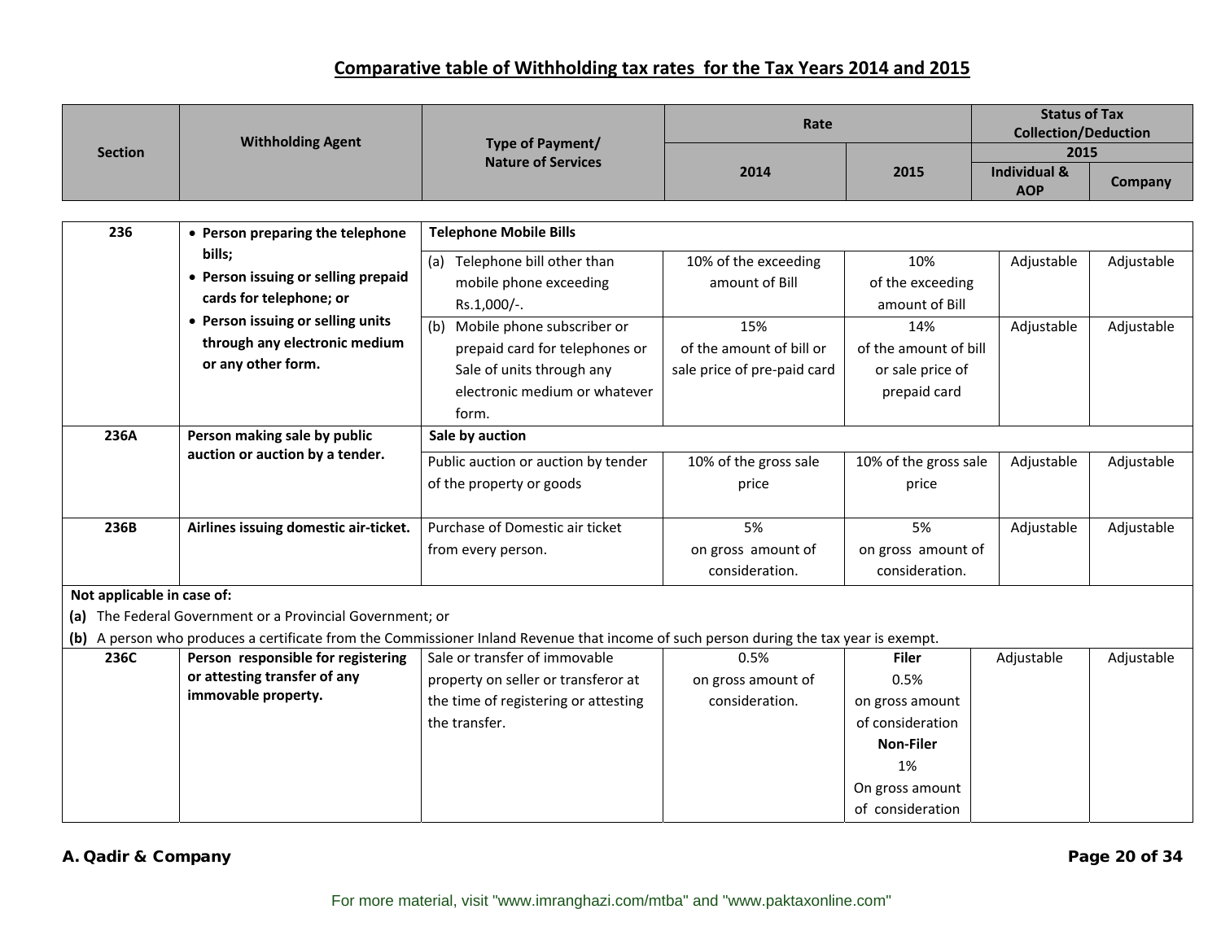## Comparative table of Withholding tax rates for the Tax Years 2014 and 2015

| Section | Withholding Agent | Type of Payment/ Nature of Services | Rate | | Status of Tax Collection/Deduction 2015 | |
|---|---|---|---|---|---|---|
| | | | 2014 | 2015 | Individual & AOP | Company |
| 236 | • Person preparing the telephone bills; • Person issuing or selling prepaid cards for telephone; or • Person issuing or selling units through any electronic medium or any other form. | **Telephone Mobile Bills** | | | | |
| | | (a) Telephone bill other than mobile phone exceeding Rs.1,000/-. | 10% of the exceeding amount of Bill | 10% of the exceeding amount of Bill | Adjustable | Adjustable |
| | | (b) Mobile phone subscriber or prepaid card for telephones or Sale of units through any electronic medium or whatever form. | 15% of the amount of bill or sale price of pre-paid card | 14% of the amount of bill or sale price of prepaid card | Adjustable | Adjustable |
| 236A | **Person making sale by public auction or auction by a tender.** | **Sale by auction** | | | | |
| | | Public auction or auction by tender of the property or goods | 10% of the gross sale price | 10% of the gross sale price | Adjustable | Adjustable |
| 236B | **Airlines issuing domestic air-ticket.** | Purchase of Domestic air ticket from every person. | 5% on gross amount of consideration. | 5% on gross amount of consideration. | Adjustable | Adjustable |
| **Not applicable in case of:** (a) The Federal Government or a Provincial Government; or (b) A person who produces a certificate from the Commissioner Inland Revenue that income of such person during the tax year is exempt. | | | | | | |
| 236C | **Person responsible for registering or attesting transfer of any immovable property.** | Sale or transfer of immovable property on seller or transferor at the time of registering or attesting the transfer. | 0.5% on gross amount of consideration. | **Filer** 0.5% on gross amount of consideration **Non-Filer** 1% On gross amount of consideration | Adjustable | Adjustable |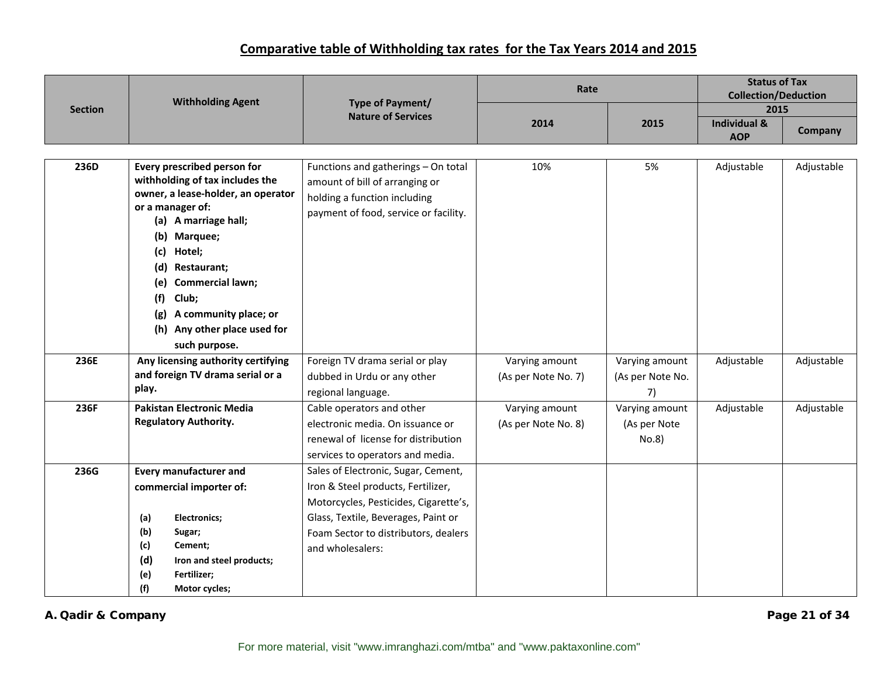## Comparative table of Withholding tax rates for the Tax Years 2014 and 2015

| Section | Withholding Agent | Type of Payment/ Nature of Services | Rate | | Status of Tax Collection/Deduction 2015 | |
|---|---|---|---|---|---|---|
| | | | 2014 | 2015 | Individual & AOP | Company |
| 236D | **Every prescribed person for withholding of tax includes the owner, a lease-holder, an operator or a manager of:** (a) **A marriage hall;** (b) **Marquee;** (c) **Hotel;** (d) **Restaurant;** (e) **Commercial lawn;** (f) **Club;** (g) **A community place; or** (h) **Any other place used for such purpose.** | Functions and gatherings – On total amount of bill of arranging or holding a function including payment of food, service or facility. | 10% | 5% | Adjustable | Adjustable |
| 236E | **Any licensing authority certifying and foreign TV drama serial or a play.** | Foreign TV drama serial or play dubbed in Urdu or any other regional language. | Varying amount (As per Note No. 7) | Varying amount (As per Note No. 7) | Adjustable | Adjustable |
| 236F | **Pakistan Electronic Media Regulatory Authority.** | Cable operators and other electronic media. On issuance or renewal of license for distribution services to operators and media. | Varying amount (As per Note No. 8) | Varying amount (As per Note No.8) | Adjustable | Adjustable |
| 236G | **Every manufacturer and commercial importer of:** (a) **Electronics;** (b) **Sugar;** (c) **Cement;** (d) **Iron and steel products;** (e) **Fertilizer;** (f) **Motor cycles;** | Sales of Electronic, Sugar, Cement, Iron & Steel products, Fertilizer, Motorcycles, Pesticides, Cigarette's, Glass, Textile, Beverages, Paint or Foam Sector to distributors, dealers and wholesalers: | | | | |

**A. Qadir & Company**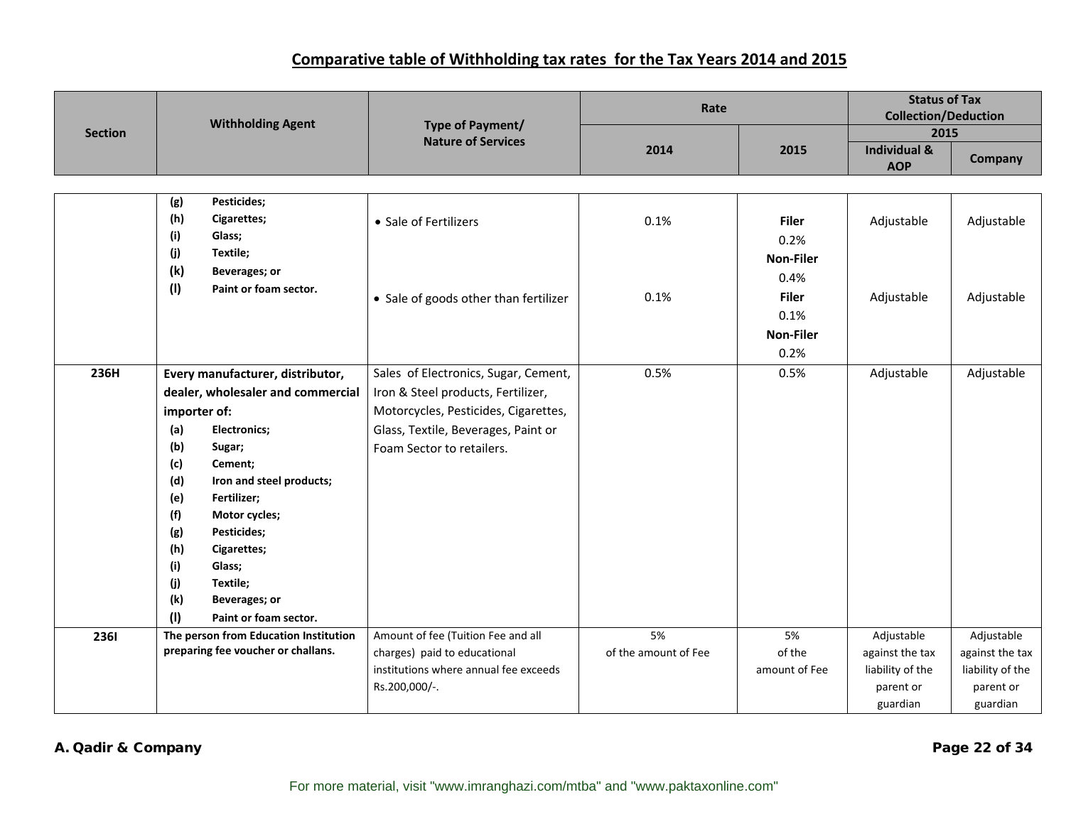## Comparative table of Withholding tax rates for the Tax Years 2014 and 2015

| Section | Withholding Agent | Type of Payment/ Nature of Services | Rate | | Status of Tax Collection/Deduction 2015 | |
|---|---|---|---|---|---|---|
| | | | 2014 | 2015 | Individual & AOP | Company |
| | (g) Pesticides; (h) Cigarettes; (i) Glass; (j) Textile; (k) Beverages; or (l) Paint or foam sector. | • Sale of Fertilizers | 0.1% | **Filer** 0.2% **Non-Filer** 0.4% | Adjustable | Adjustable |
| | | • Sale of goods other than fertilizer | 0.1% | **Filer** 0.1% **Non-Filer** 0.2% | Adjustable | Adjustable |
| **236H** | **Every manufacturer, distributor, dealer, wholesaler and commercial importer of:** (a) Electronics; (b) Sugar; (c) Cement; (d) Iron and steel products; (e) Fertilizer; (f) Motor cycles; (g) Pesticides; (h) Cigarettes; (i) Glass; (j) Textile; (k) Beverages; or (l) Paint or foam sector. | Sales of Electronics, Sugar, Cement, Iron & Steel products, Fertilizer, Motorcycles, Pesticides, Cigarettes, Glass, Textile, Beverages, Paint or Foam Sector to retailers. | 0.5% | 0.5% | Adjustable | Adjustable |
| **236I** | **The person from Education Institution preparing fee voucher or challans.** | Amount of fee (Tuition Fee and all charges) paid to educational institutions where annual fee exceeds Rs.200,000/-. | 5% of the amount of Fee | 5% of the amount of Fee | Adjustable against the tax liability of the parent or guardian | Adjustable against the tax liability of the parent or guardian |

**A. Qadir & Company**

For more material, visit "www.imranghazi.com/mtba" and "www.paktaxonline.com"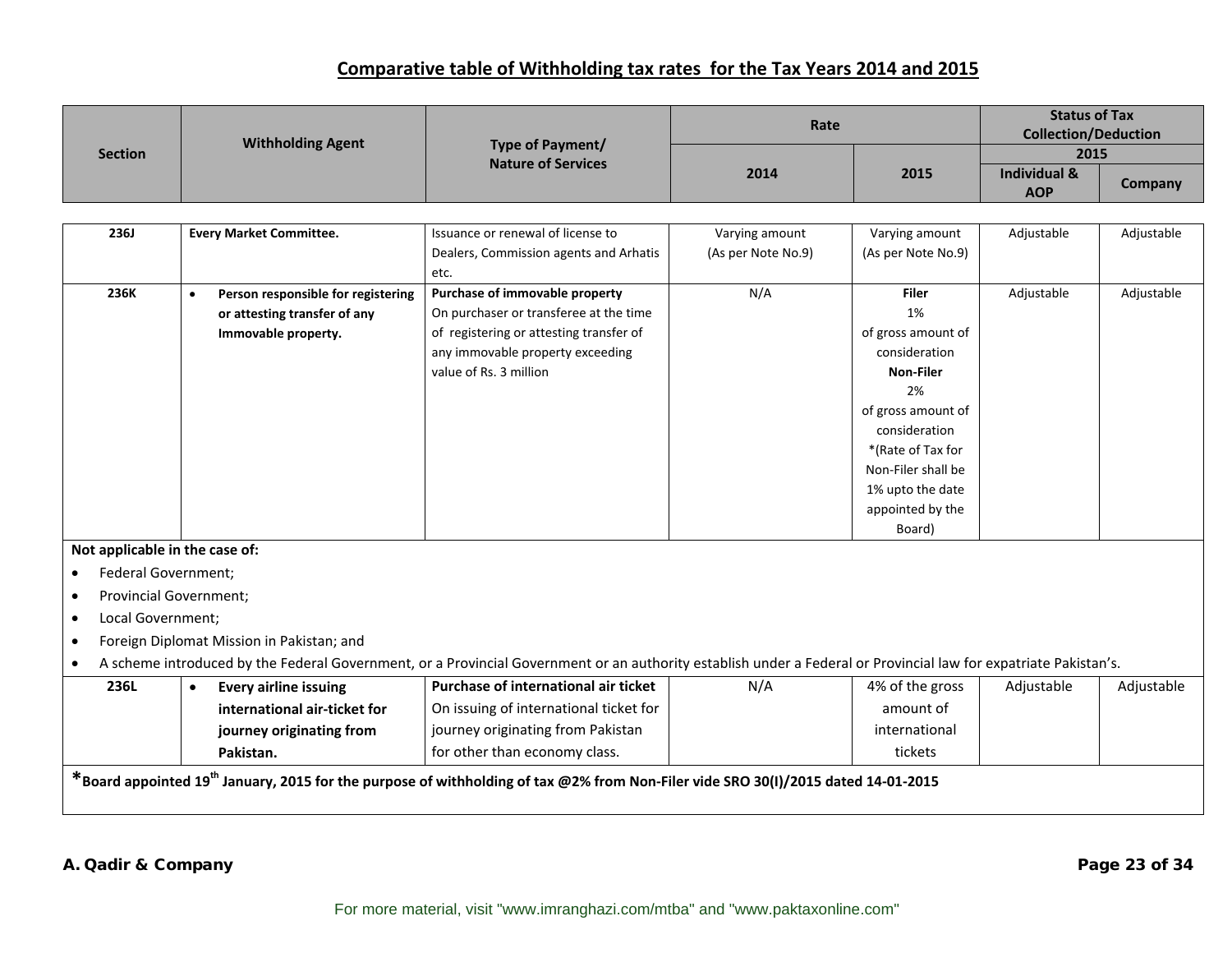## Comparative table of Withholding tax rates for the Tax Years 2014 and 2015

| Section | Withholding Agent | Type of Payment/ Nature of Services | Rate | | Status of Tax Collection/Deduction 2015 | |
|---|---|---|---|---|---|---|
| | | | 2014 | 2015 | Individual & AOP | Company |
| 236J | Every Market Committee. | Issuance or renewal of license to Dealers, Commission agents and Arhatis etc. | Varying amount (As per Note No.9) | Varying amount (As per Note No.9) | Adjustable | Adjustable |
| 236K | • **Person responsible for registering or attesting transfer of any Immovable property.** | **Purchase of immovable property** On purchaser or transferee at the time of registering or attesting transfer of any immovable property exceeding value of Rs. 3 million | N/A | **Filer** 1% of gross amount of consideration **Non-Filer** 2% of gross amount of consideration *(Rate of Tax for Non-Filer shall be 1% upto the date appointed by the Board) | Adjustable | Adjustable |
| **Not applicable in the case of:** • Federal Government; • Provincial Government; • Local Government; • Foreign Diplomat Mission in Pakistan; and • A scheme introduced by the Federal Government, or a Provincial Government or an authority establish under a Federal or Provincial law for expatriate Pakistan's. | | | | | | |
| 236L | • **Every airline issuing international air-ticket for journey originating from Pakistan.** | **Purchase of international air ticket** On issuing of international ticket for journey originating from Pakistan for other than economy class. | N/A | 4% of the gross amount of international tickets | Adjustable | Adjustable |
| ***Board appointed 19th January, 2015 for the purpose of withholding of tax @2% from Non-Filer vide SRO 30(I)/2015 dated 14-01-2015** | | | | | | |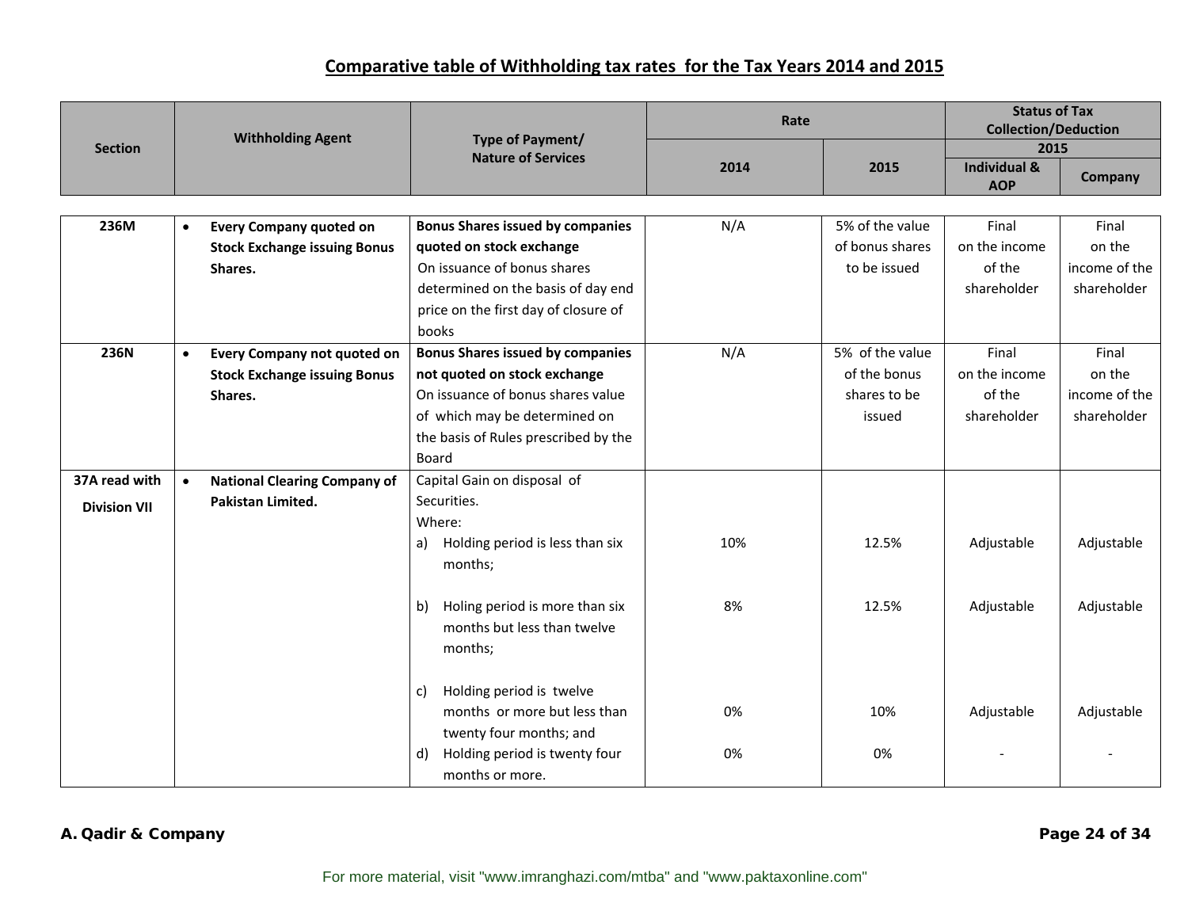## Comparative table of Withholding tax rates for the Tax Years 2014 and 2015

| Section | Withholding Agent | Type of Payment/ Nature of Services | Rate | | Status of Tax Collection/Deduction 2015 | |
|---|---|---|---|---|---|---|
| | | | 2014 | 2015 | Individual & AOP | Company |
| 236M | • **Every Company quoted on Stock Exchange issuing Bonus Shares.** | **Bonus Shares issued by companies quoted on stock exchange** On issuance of bonus shares determined on the basis of day end price on the first day of closure of books | N/A | 5% of the value of bonus shares to be issued | Final on the income of the shareholder | Final on the income of the shareholder |
| 236N | • **Every Company not quoted on Stock Exchange issuing Bonus Shares.** | **Bonus Shares issued by companies not quoted on stock exchange** On issuance of bonus shares value of which may be determined on the basis of Rules prescribed by the Board | N/A | 5% of the value of the bonus shares to be issued | Final on the income of the shareholder | Final on the income of the shareholder |
| **37A read with Division VII** | • **National Clearing Company of Pakistan Limited.** | Capital Gain on disposal of Securities. Where: | | | | |
| | | a) Holding period is less than six months; | 10% | 12.5% | Adjustable | Adjustable |
| | | b) Holing period is more than six months but less than twelve months; | 8% | 12.5% | Adjustable | Adjustable |
| | | c) Holding period is twelve months or more but less than twenty four months; and | 0% | 10% | Adjustable | Adjustable |
| | | d) Holding period is twenty four months or more. | 0% | 0% | - | - |

**A. Qadir & Company**

For more material, visit "www.imranghazi.com/mtba" and "www.paktaxonline.com"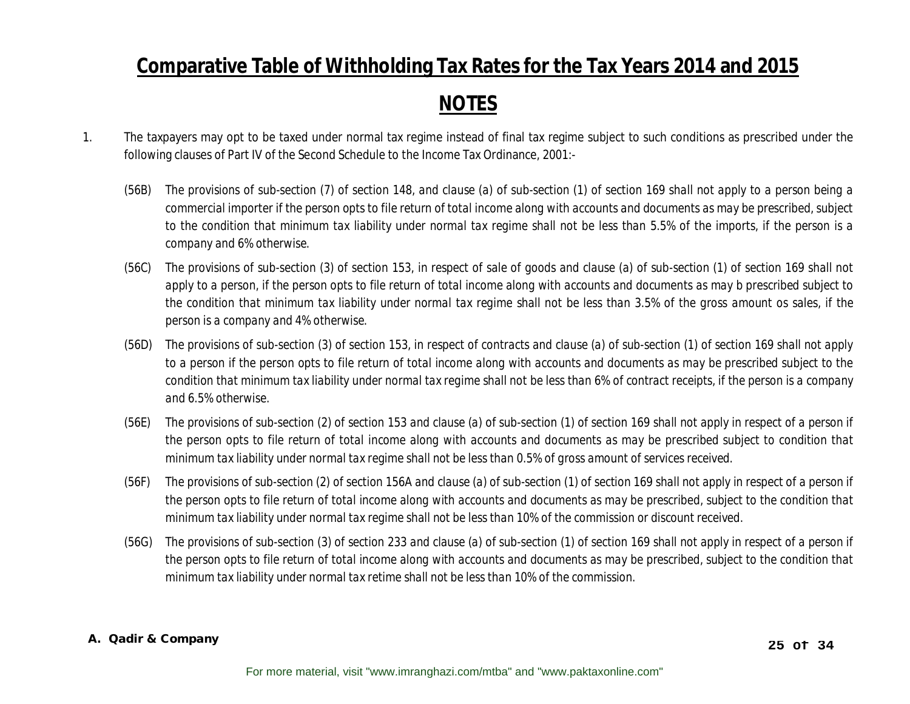# Comparative Table of Withholding Tax Rates for the Tax Years 2014 and 2015

## NOTES

1. The taxpayers may opt to be taxed under normal tax regime instead of final tax regime subject to such conditions as prescribed under the following clauses of Part IV of the Second Schedule to the Income Tax Ordinance, 2001:-

   (56B) The provisions of sub-section (7) of section 148, and clause (a) of sub-section (1) of section 169 shall not apply to a person being a commercial importer if the person opts to file return of total income along with accounts and documents as may be prescribed, subject to the condition that minimum tax liability under normal tax regime shall not be less than 5.5% of the imports, if the person is a company and 6% otherwise.

   (56C) The provisions of sub-section (3) of section 153, in respect of sale of goods and clause (a) of sub-section (1) of section 169 shall not apply to a person, if the person opts to file return of total income along with accounts and documents as may b prescribed subject to the condition that minimum tax liability under normal tax regime shall not be less than 3.5% of the gross amount os sales, if the person is a company and 4% otherwise.

   (56D) The provisions of sub-section (3) of section 153, in respect of contracts and clause (a) of sub-section (1) of section 169 shall not apply to a person if the person opts to file return of total income along with accounts and documents as may be prescribed subject to the condition that minimum tax liability under normal tax regime shall not be less than 6% of contract receipts, if the person is a company and 6.5% otherwise.

   (56E) The provisions of sub-section (2) of section 153 and clause (a) of sub-section (1) of section 169 shall not apply in respect of a person if the person opts to file return of total income along with accounts and documents as may be prescribed subject to condition that minimum tax liability under normal tax regime shall not be less than 0.5% of gross amount of services received.

   (56F) The provisions of sub-section (2) of section 156A and clause (a) of sub-section (1) of section 169 shall not apply in respect of a person if the person opts to file return of total income along with accounts and documents as may be prescribed, subject to the condition that minimum tax liability under normal tax regime shall not be less than 10% of the commission or discount received.

   (56G) The provisions of sub-section (3) of section 233 and clause (a) of sub-section (1) of section 169 shall not apply in respect of a person if the person opts to file return of total income along with accounts and documents as may be prescribed, subject to the condition that minimum tax liability under normal tax retime shall not be less than 10% of the commission.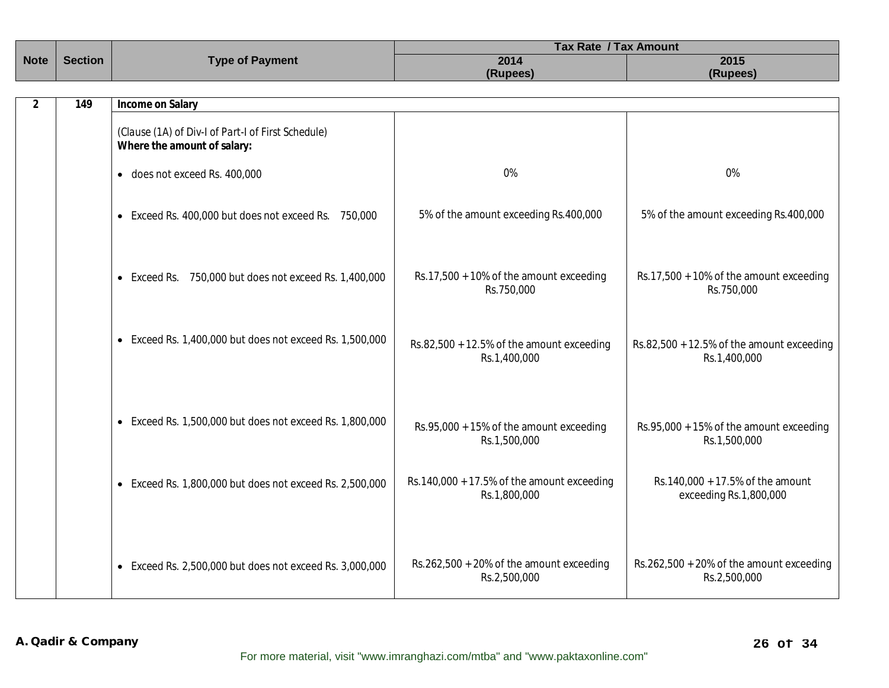| Note | Section | Type of Payment | Tax Rate / Tax Amount | |
|---|---|---|---|---|
| | | | 2014 (Rupees) | 2015 (Rupees) |
| 2 | 149 | **Income on Salary** | | |
| | | (Clause (1A) of Div-I of Part-I of First Schedule) **Where the amount of salary:** | | |
| | | • does not exceed Rs. 400,000 | 0% | 0% |
| | | • Exceed Rs. 400,000 but does not exceed Rs. 750,000 | 5% of the amount exceeding Rs.400,000 | 5% of the amount exceeding Rs.400,000 |
| | | • Exceed Rs. 750,000 but does not exceed Rs. 1,400,000 | Rs.17,500 + 10% of the amount exceeding Rs.750,000 | Rs.17,500 + 10% of the amount exceeding Rs.750,000 |
| | | • Exceed Rs. 1,400,000 but does not exceed Rs. 1,500,000 | Rs.82,500 + 12.5% of the amount exceeding Rs.1,400,000 | Rs.82,500 + 12.5% of the amount exceeding Rs.1,400,000 |
| | | • Exceed Rs. 1,500,000 but does not exceed Rs. 1,800,000 | Rs.95,000 + 15% of the amount exceeding Rs.1,500,000 | Rs.95,000 + 15% of the amount exceeding Rs.1,500,000 |
| | | • Exceed Rs. 1,800,000 but does not exceed Rs. 2,500,000 | Rs.140,000 + 17.5% of the amount exceeding Rs.1,800,000 | Rs.140,000 + 17.5% of the amount exceeding Rs.1,800,000 |
| | | • Exceed Rs. 2,500,000 but does not exceed Rs. 3,000,000 | Rs.262,500 + 20% of the amount exceeding Rs.2,500,000 | Rs.262,500 + 20% of the amount exceeding Rs.2,500,000 |

**A. Qadir & Company**

For more material, visit "www.imranghazi.com/mtba" and "www.paktaxonline.com"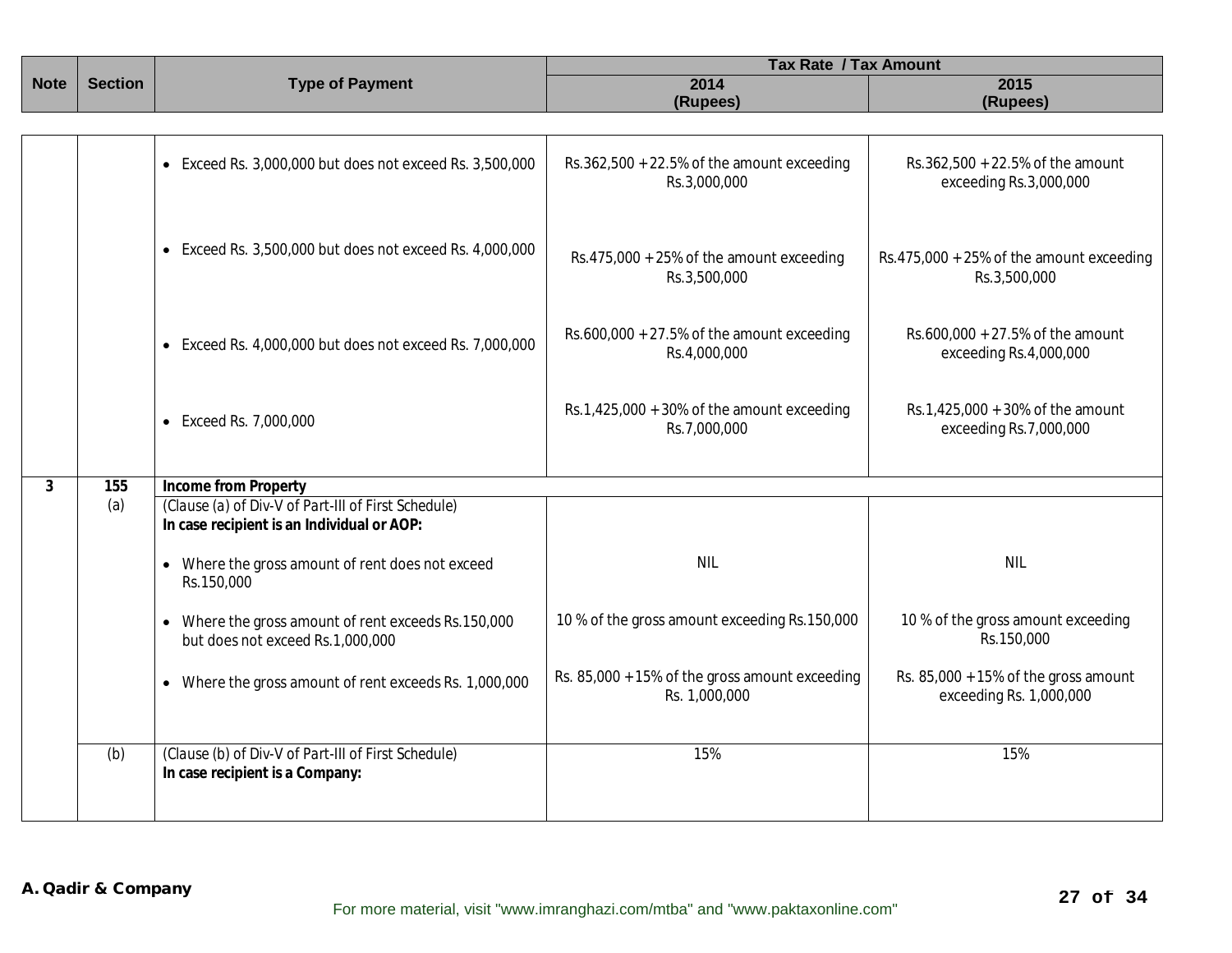| Note | Section | Type of Payment | Tax Rate / Tax Amount | |
|---|---|---|---|---|
| | | | 2014 (Rupees) | 2015 (Rupees) |
| | | • Exceed Rs. 3,000,000 but does not exceed Rs. 3,500,000 | Rs.362,500 + 22.5% of the amount exceeding Rs.3,000,000 | Rs.362,500 + 22.5% of the amount exceeding Rs.3,000,000 |
| | | • Exceed Rs. 3,500,000 but does not exceed Rs. 4,000,000 | Rs.475,000 + 25% of the amount exceeding Rs.3,500,000 | Rs.475,000 + 25% of the amount exceeding Rs.3,500,000 |
| | | • Exceed Rs. 4,000,000 but does not exceed Rs. 7,000,000 | Rs.600,000 + 27.5% of the amount exceeding Rs.4,000,000 | Rs.600,000 + 27.5% of the amount exceeding Rs.4,000,000 |
| | | • Exceed Rs. 7,000,000 | Rs.1,425,000 + 30% of the amount exceeding Rs.7,000,000 | Rs.1,425,000 + 30% of the amount exceeding Rs.7,000,000 |
| **3** | **155** | **Income from Property** | | |
| | (a) | (Clause (a) of Div-V of Part-III of First Schedule) **In case recipient is an Individual or AOP:** | | |
| | | • Where the gross amount of rent does not exceed Rs.150,000 | NIL | NIL |
| | | • Where the gross amount of rent exceeds Rs.150,000 but does not exceed Rs.1,000,000 | 10 % of the gross amount exceeding Rs.150,000 | 10 % of the gross amount exceeding Rs.150,000 |
| | | • Where the gross amount of rent exceeds Rs. 1,000,000 | Rs. 85,000 + 15% of the gross amount exceeding Rs. 1,000,000 | Rs. 85,000 + 15% of the gross amount exceeding Rs. 1,000,000 |
| | (b) | (Clause (b) of Div-V of Part-III of First Schedule) **In case recipient is a Company:** | 15% | 15% |

**A. Qadir & Company**

For more material, visit "www.imranghazi.com/mtba" and "www.paktaxonline.com"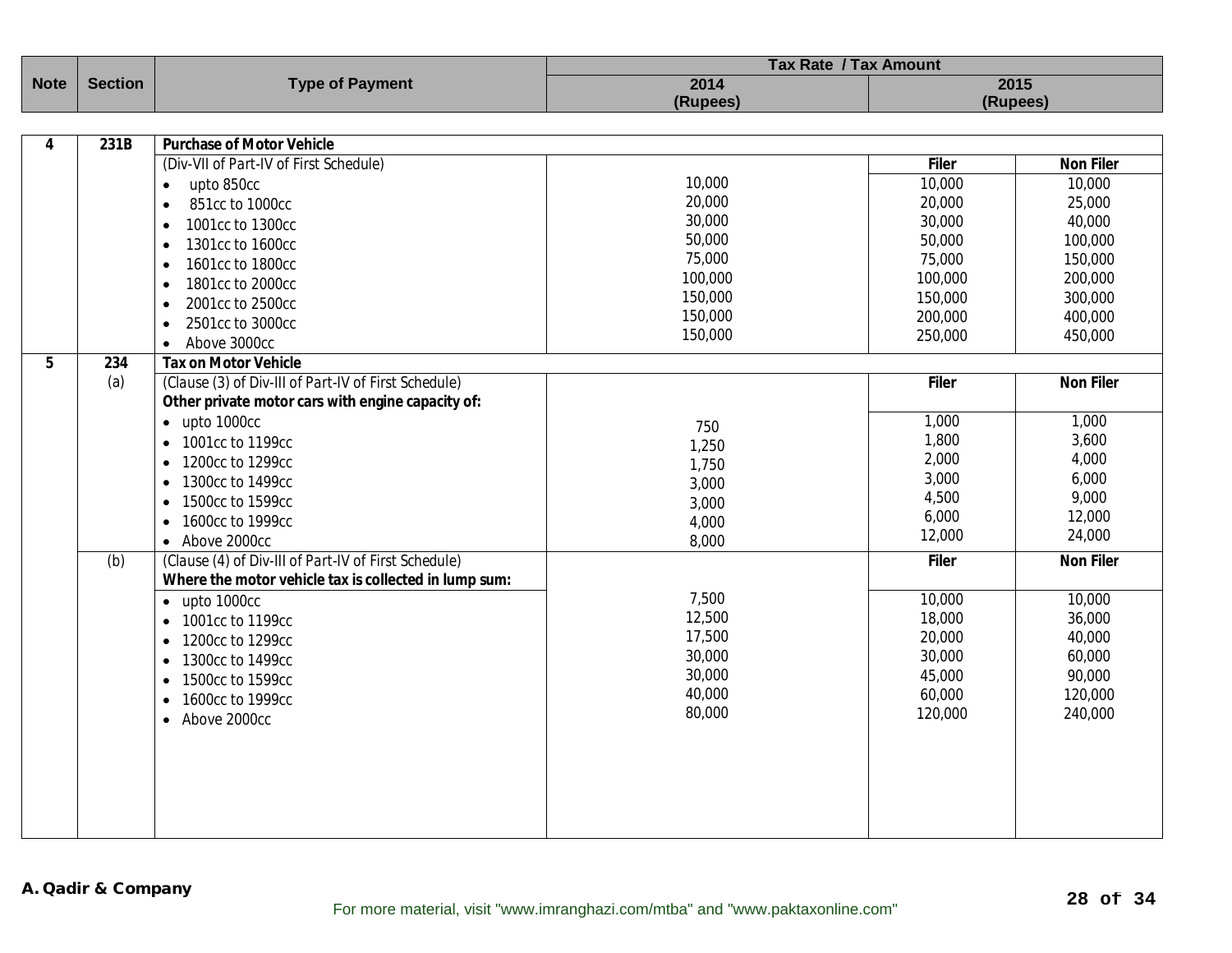| Note | Section | Type of Payment | Tax Rate / Tax Amount | | |
|---|---|---|---|---|---|
| | | | 2014 (Rupees) | 2015 (Rupees) | |
| 4 | 231B | **Purchase of Motor Vehicle** | | | |
| | | (Div-VII of Part-IV of First Schedule) | | **Filer** | **Non Filer** |
| | | • upto 850cc | 10,000 | 10,000 | 10,000 |
| | | • 851cc to 1000cc | 20,000 | 20,000 | 25,000 |
| | | • 1001cc to 1300cc | 30,000 | 30,000 | 40,000 |
| | | • 1301cc to 1600cc | 50,000 | 50,000 | 100,000 |
| | | • 1601cc to 1800cc | 75,000 | 75,000 | 150,000 |
| | | • 1801cc to 2000cc | 100,000 | 100,000 | 200,000 |
| | | • 2001cc to 2500cc | 150,000 | 150,000 | 300,000 |
| | | • 2501cc to 3000cc | 150,000 | 200,000 | 400,000 |
| | | • Above 3000cc | 150,000 | 250,000 | 450,000 |
| 5 | 234 | **Tax on Motor Vehicle** | | | |
| | (a) | (Clause (3) of Div-III of Part-IV of First Schedule) **Other private motor cars with engine capacity of:** | | **Filer** | **Non Filer** |
| | | • upto 1000cc | 750 | 1,000 | 1,000 |
| | | • 1001cc to 1199cc | 1,250 | 1,800 | 3,600 |
| | | • 1200cc to 1299cc | 1,750 | 2,000 | 4,000 |
| | | • 1300cc to 1499cc | 3,000 | 3,000 | 6,000 |
| | | • 1500cc to 1599cc | 3,000 | 4,500 | 9,000 |
| | | • 1600cc to 1999cc | 4,000 | 6,000 | 12,000 |
| | | • Above 2000cc | 8,000 | 12,000 | 24,000 |
| | (b) | (Clause (4) of Div-III of Part-IV of First Schedule) **Where the motor vehicle tax is collected in lump sum:** | | **Filer** | **Non Filer** |
| | | • upto 1000cc | 7,500 | 10,000 | 10,000 |
| | | • 1001cc to 1199cc | 12,500 | 18,000 | 36,000 |
| | | • 1200cc to 1299cc | 17,500 | 20,000 | 40,000 |
| | | • 1300cc to 1499cc | 30,000 | 30,000 | 60,000 |
| | | • 1500cc to 1599cc | 30,000 | 45,000 | 90,000 |
| | | • 1600cc to 1999cc | 40,000 | 60,000 | 120,000 |
| | | • Above 2000cc | 80,000 | 120,000 | 240,000 |

**A. Qadir & Company**

For more material, visit "www.imranghazi.com/mtba" and "www.paktaxonline.com"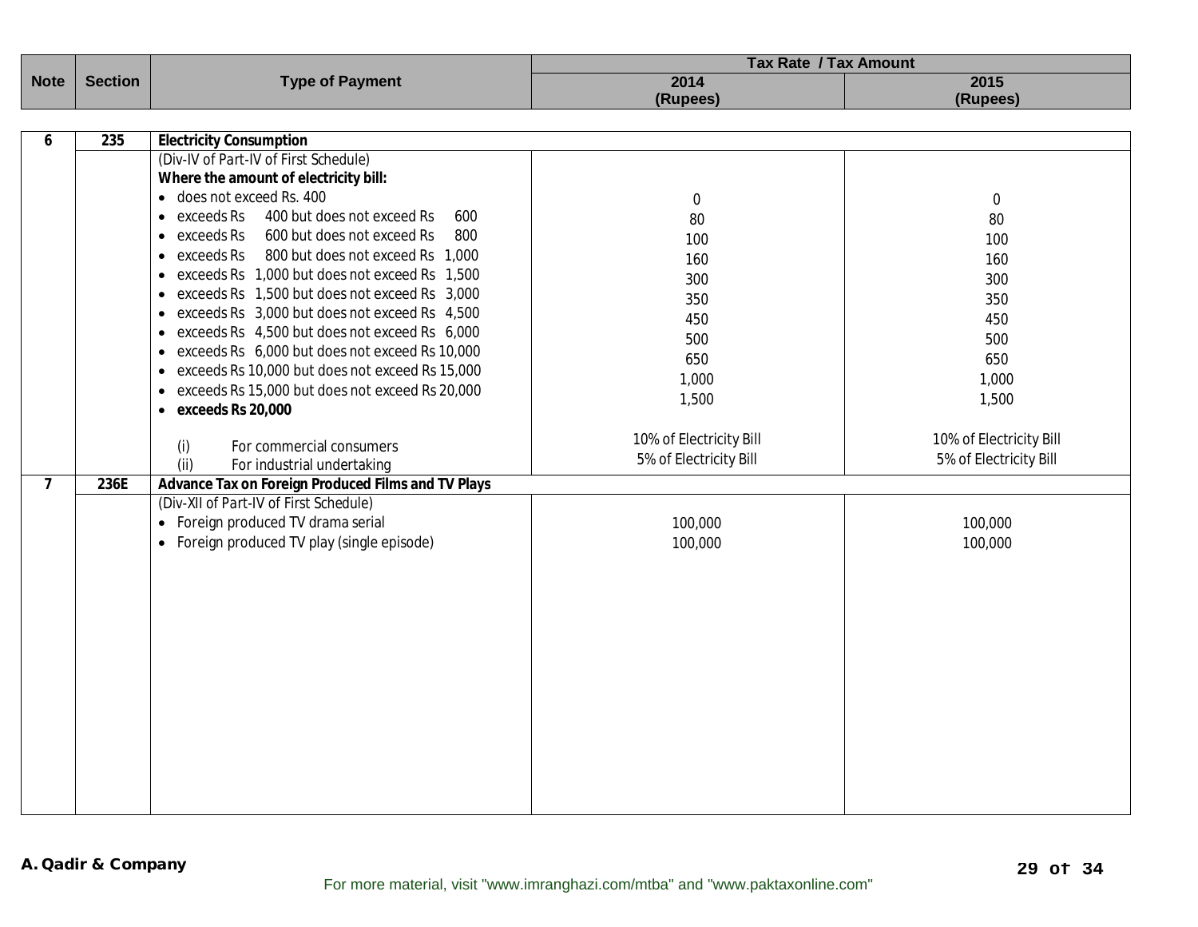| Note | Section | Type of Payment | Tax Rate / Tax Amount | |
|---|---|---|---|---|
| | | | 2014 (Rupees) | 2015 (Rupees) |
| 6 | 235 | **Electricity Consumption** | | |
| | | (Div-IV of Part-IV of First Schedule) | | |
| | | **Where the amount of electricity bill:** | | |
| | | • does not exceed Rs. 400 | 0 | 0 |
| | | • exceeds Rs 400 but does not exceed Rs 600 | 80 | 80 |
| | | • exceeds Rs 600 but does not exceed Rs 800 | 100 | 100 |
| | | • exceeds Rs 800 but does not exceed Rs 1,000 | 160 | 160 |
| | | • exceeds Rs 1,000 but does not exceed Rs 1,500 | 300 | 300 |
| | | • exceeds Rs 1,500 but does not exceed Rs 3,000 | 350 | 350 |
| | | • exceeds Rs 3,000 but does not exceed Rs 4,500 | 450 | 450 |
| | | • exceeds Rs 4,500 but does not exceed Rs 6,000 | 500 | 500 |
| | | • exceeds Rs 6,000 but does not exceed Rs 10,000 | 650 | 650 |
| | | • exceeds Rs 10,000 but does not exceed Rs 15,000 | 1,000 | 1,000 |
| | | • exceeds Rs 15,000 but does not exceed Rs 20,000 | 1,500 | 1,500 |
| | | • **exceeds Rs 20,000** | | |
| | | (i) For commercial consumers | 10% of Electricity Bill | 10% of Electricity Bill |
| | | (ii) For industrial undertaking | 5% of Electricity Bill | 5% of Electricity Bill |
| 7 | 236E | **Advance Tax on Foreign Produced Films and TV Plays** | | |
| | | (Div-XII of Part-IV of First Schedule) | | |
| | | • Foreign produced TV drama serial | 100,000 | 100,000 |
| | | • Foreign produced TV play (single episode) | 100,000 | 100,000 |

**A. Qadir & Company**

For more material, visit "www.imranghazi.com/mtba" and "www.paktaxonline.com"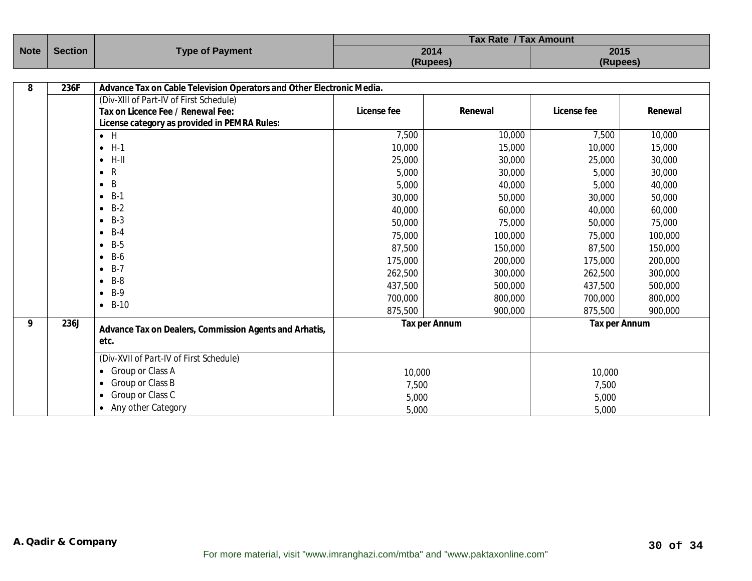| Note | Section | Type of Payment | Tax Rate / Tax Amount | | | |
|---|---|---|---|---|---|---|
| | | | 2014 (Rupees) | | 2015 (Rupees) | |
| **8** | **236F** | **Advance Tax on Cable Television Operators and Other Electronic Media.** | | | | |
| | | (Div-XIII of Part-IV of First Schedule) **Tax on Licence Fee / Renewal Fee: License category as provided in PEMRA Rules:** | **License fee** | **Renewal** | **License fee** | **Renewal** |
| | | • H | 7,500 | 10,000 | 7,500 | 10,000 |
| | | • H-1 | 10,000 | 15,000 | 10,000 | 15,000 |
| | | • H-II | 25,000 | 30,000 | 25,000 | 30,000 |
| | | • R | 5,000 | 30,000 | 5,000 | 30,000 |
| | | • B | 5,000 | 40,000 | 5,000 | 40,000 |
| | | • B-1 | 30,000 | 50,000 | 30,000 | 50,000 |
| | | • B-2 | 40,000 | 60,000 | 40,000 | 60,000 |
| | | • B-3 | 50,000 | 75,000 | 50,000 | 75,000 |
| | | • B-4 | 75,000 | 100,000 | 75,000 | 100,000 |
| | | • B-5 | 87,500 | 150,000 | 87,500 | 150,000 |
| | | • B-6 | 175,000 | 200,000 | 175,000 | 200,000 |
| | | • B-7 | 262,500 | 300,000 | 262,500 | 300,000 |
| | | • B-8 | 437,500 | 500,000 | 437,500 | 500,000 |
| | | • B-9 | 700,000 | 800,000 | 700,000 | 800,000 |
| | | • B-10 | 875,500 | 900,000 | 875,500 | 900,000 |
| **9** | **236J** | **Advance Tax on Dealers, Commission Agents and Arhatis, etc.** | **Tax per Annum** | | **Tax per Annum** | |
| | | (Div-XVII of Part-IV of First Schedule) | | | | |
| | | • Group or Class A | 10,000 | | 10,000 | |
| | | • Group or Class B | 7,500 | | 7,500 | |
| | | • Group or Class C | 5,000 | | 5,000 | |
| | | • Any other Category | 5,000 | | 5,000 | |

**A. Qadir & Company**

For more material, visit "www.imranghazi.com/mtba" and "www.paktaxonline.com"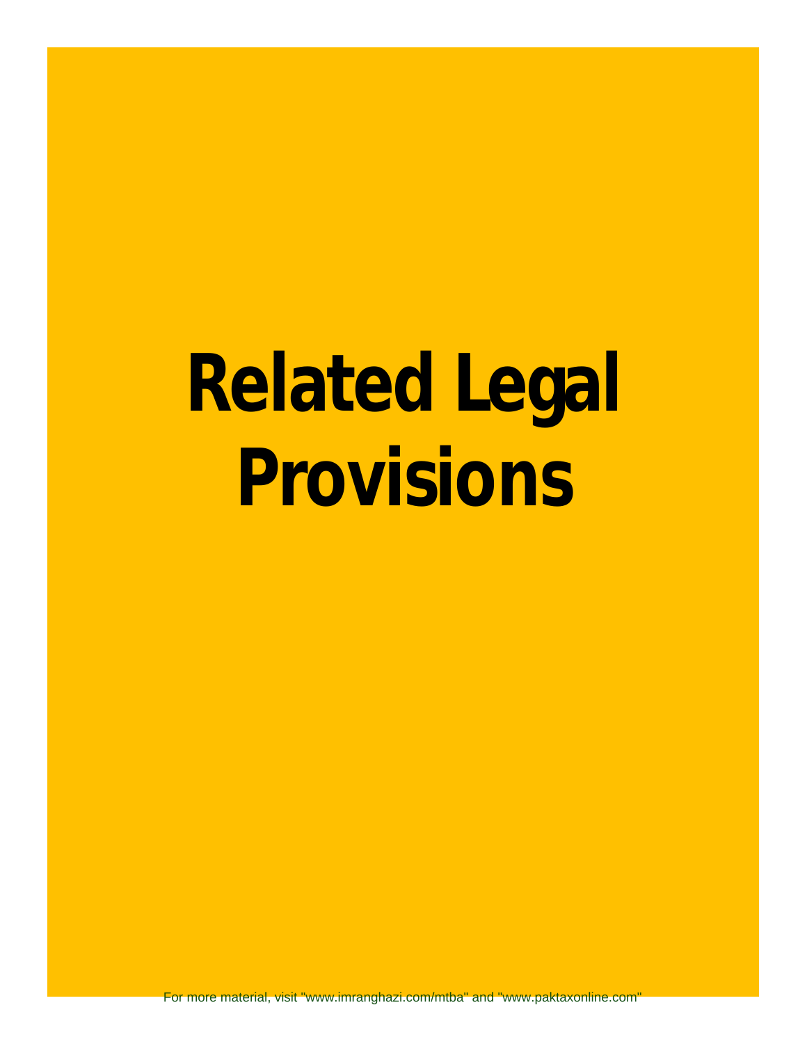# Related Legal Provisions

For more material, visit "www.imranghazi.com/mtba" and "www.paktaxonline.com"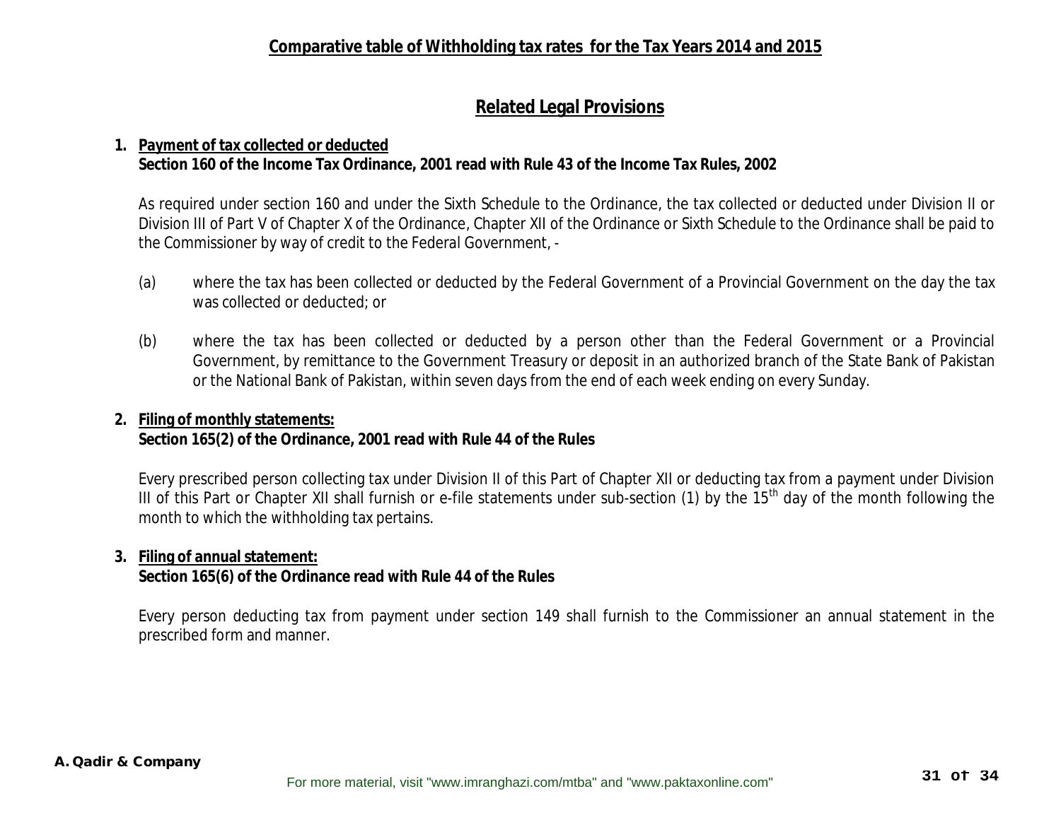## Comparative table of Withholding tax rates for the Tax Years 2014 and 2015

### Related Legal Provisions

**1. Payment of tax collected or deducted**
**Section 160 of the Income Tax Ordinance, 2001 read with Rule 43 of the Income Tax Rules, 2002**

As required under section 160 and under the Sixth Schedule to the Ordinance, the tax collected or deducted under Division II or Division III of Part V of Chapter X of the Ordinance, Chapter XII of the Ordinance or Sixth Schedule to the Ordinance shall be paid to the Commissioner by way of credit to the Federal Government, -

(a) where the tax has been collected or deducted by the Federal Government of a Provincial Government on the day the tax was collected or deducted; or

(b) where the tax has been collected or deducted by a person other than the Federal Government or a Provincial Government, by remittance to the Government Treasury or deposit in an authorized branch of the State Bank of Pakistan or the National Bank of Pakistan, within seven days from the end of each week ending on every Sunday.

**2. Filing of monthly statements:**
**Section 165(2) of the Ordinance, 2001 read with Rule 44 of the Rules**

Every prescribed person collecting tax under Division II of this Part of Chapter XII or deducting tax from a payment under Division III of this Part or Chapter XII shall furnish or e-file statements under sub-section (1) by the 15th day of the month following the month to which the withholding tax pertains.

**3. Filing of annual statement:**
**Section 165(6) of the Ordinance read with Rule 44 of the Rules**

Every person deducting tax from payment under section 149 shall furnish to the Commissioner an annual statement in the prescribed form and manner.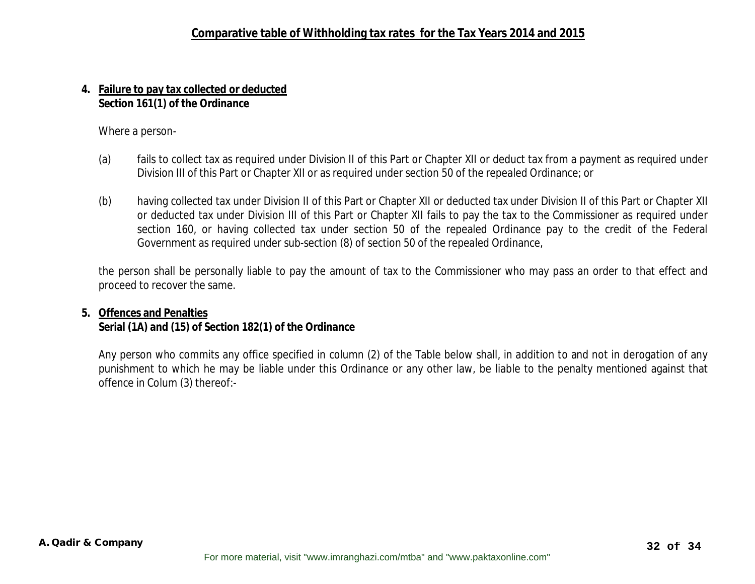**4. Failure to pay tax collected or deducted**
**Section 161(1) of the Ordinance**

Where a person-

(a) fails to collect tax as required under Division II of this Part or Chapter XII or deduct tax from a payment as required under Division III of this Part or Chapter XII or as required under section 50 of the repealed Ordinance; or

(b) having collected tax under Division II of this Part or Chapter XII or deducted tax under Division II of this Part or Chapter XII or deducted tax under Division III of this Part or Chapter XII fails to pay the tax to the Commissioner as required under section 160, or having collected tax under section 50 of the repealed Ordinance pay to the credit of the Federal Government as required under sub-section (8) of section 50 of the repealed Ordinance,

the person shall be personally liable to pay the amount of tax to the Commissioner who may pass an order to that effect and proceed to recover the same.

**5. Offences and Penalties**
**Serial (1A) and (15) of Section 182(1) of the Ordinance**

Any person who commits any office specified in column (2) of the Table below shall, in addition to and not in derogation of any punishment to which he may be liable under this Ordinance or any other law, be liable to the penalty mentioned against that offence in Colum (3) thereof:-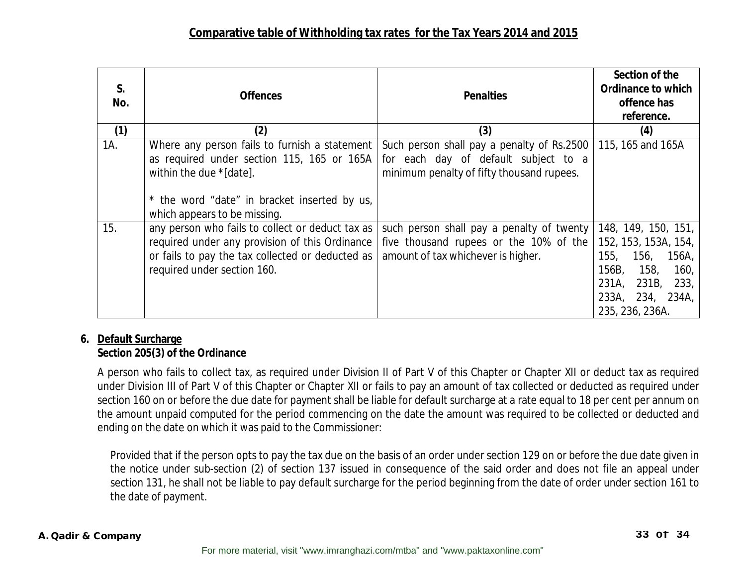## Comparative table of Withholding tax rates for the Tax Years 2014 and 2015

| S. No. | Offences | Penalties | Section of the Ordinance to which offence has reference. |
|---|---|---|---|
| (1) | (2) | (3) | (4) |
| 1A. | Where any person fails to furnish a statement as required under section 115, 165 or 165A within the due *[date].<br><br>* the word "date" in bracket inserted by us, which appears to be missing. | Such person shall pay a penalty of Rs.2500 for each day of default subject to a minimum penalty of fifty thousand rupees. | 115, 165 and 165A |
| 15. | any person who fails to collect or deduct tax as required under any provision of this Ordinance or fails to pay the tax collected or deducted as required under section 160. | such person shall pay a penalty of twenty five thousand rupees or the 10% of the amount of tax whichever is higher. | 148, 149, 150, 151, 152, 153, 153A, 154, 155, 156, 156A, 156B, 158, 160, 231A, 231B, 233, 233A, 234, 234A, 235, 236, 236A. |

**6. Default Surcharge**
***Section 205(3) of the Ordinance***

A person who fails to collect tax, as required under Division II of Part V of this Chapter or Chapter XII or deduct tax as required under Division III of Part V of this Chapter or Chapter XII or fails to pay an amount of tax collected or deducted as required under section 160 on or before the due date for payment shall be liable for default surcharge at a rate equal to 18 per cent per annum on the amount unpaid computed for the period commencing on the date the amount was required to be collected or deducted and ending on the date on which it was paid to the Commissioner:

Provided that if the person opts to pay the tax due on the basis of an order under section 129 on or before the due date given in the notice under sub-section (2) of section 137 issued in consequence of the said order and does not file an appeal under section 131, he shall not be liable to pay default surcharge for the period beginning from the date of order under section 161 to the date of payment.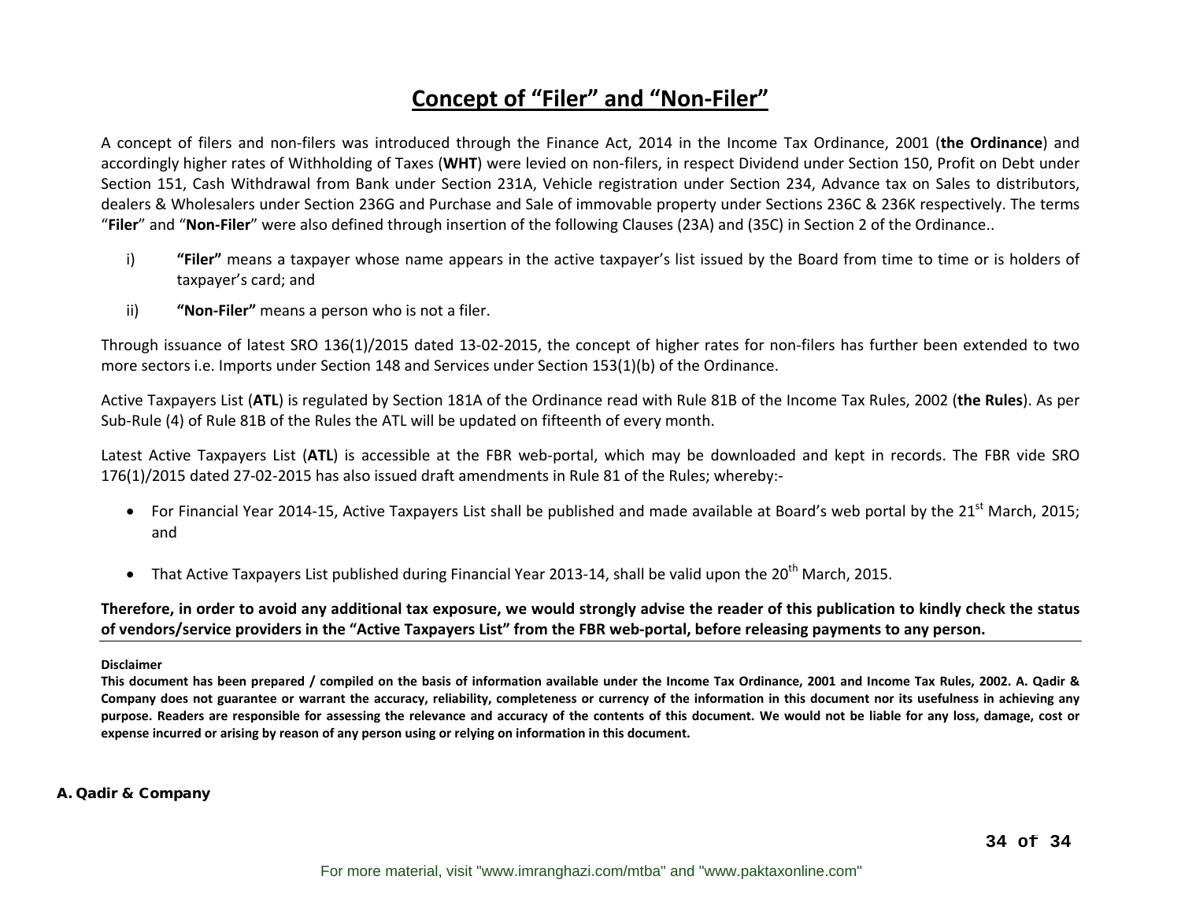# Concept of "Filer" and "Non-Filer"

A concept of filers and non-filers was introduced through the Finance Act, 2014 in the Income Tax Ordinance, 2001 (**the Ordinance**) and accordingly higher rates of Withholding of Taxes (**WHT**) were levied on non-filers, in respect Dividend under Section 150, Profit on Debt under Section 151, Cash Withdrawal from Bank under Section 231A, Vehicle registration under Section 234, Advance tax on Sales to distributors, dealers & Wholesalers under Section 236G and Purchase and Sale of immovable property under Sections 236C & 236K respectively. The terms "**Filer**" and "**Non-Filer**" were also defined through insertion of the following Clauses (23A) and (35C) in Section 2 of the Ordinance..

i) **"Filer"** means a taxpayer whose name appears in the active taxpayer's list issued by the Board from time to time or is holders of taxpayer's card; and

ii) **"Non-Filer"** means a person who is not a filer.

Through issuance of latest SRO 136(1)/2015 dated 13-02-2015, the concept of higher rates for non-filers has further been extended to two more sectors i.e. Imports under Section 148 and Services under Section 153(1)(b) of the Ordinance.

Active Taxpayers List (**ATL**) is regulated by Section 181A of the Ordinance read with Rule 81B of the Income Tax Rules, 2002 (**the Rules**). As per Sub-Rule (4) of Rule 81B of the Rules the ATL will be updated on fifteenth of every month.

Latest Active Taxpayers List (**ATL**) is accessible at the FBR web-portal, which may be downloaded and kept in records. The FBR vide SRO 176(1)/2015 dated 27-02-2015 has also issued draft amendments in Rule 81 of the Rules; whereby:-

- For Financial Year 2014-15, Active Taxpayers List shall be published and made available at Board's web portal by the 21st March, 2015; and

- That Active Taxpayers List published during Financial Year 2013-14, shall be valid upon the 20th March, 2015.

**Therefore, in order to avoid any additional tax exposure, we would strongly advise the reader of this publication to kindly check the status of vendors/service providers in the "Active Taxpayers List" from the FBR web-portal, before releasing payments to any person.**

**Disclaimer**

**This document has been prepared / compiled on the basis of information available under the Income Tax Ordinance, 2001 and Income Tax Rules, 2002. A. Qadir & Company does not guarantee or warrant the accuracy, reliability, completeness or currency of the information in this document nor its usefulness in achieving any purpose. Readers are responsible for assessing the relevance and accuracy of the contents of this document. We would not be liable for any loss, damage, cost or expense incurred or arising by reason of any person using or relying on information in this document.**

**A. Qadir & Company**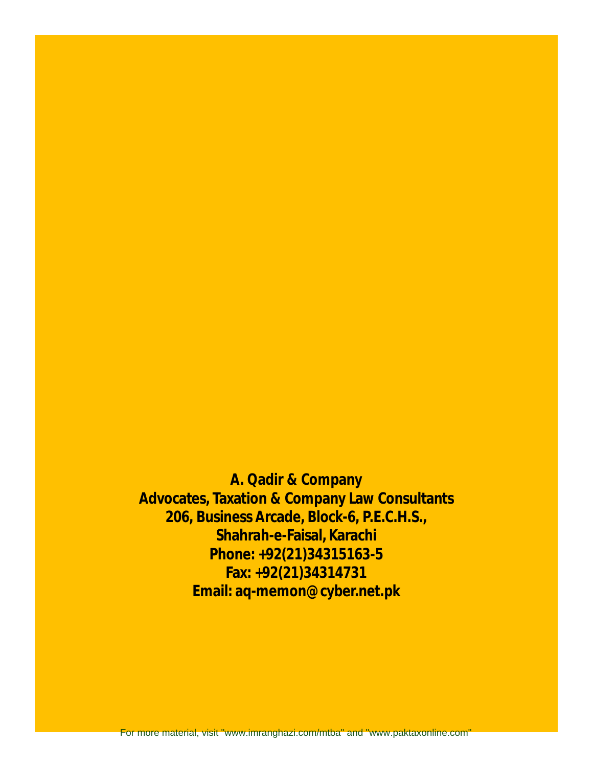**A. Qadir & Company**
**Advocates, Taxation & Company Law Consultants**
**206, Business Arcade, Block-6, P.E.C.H.S.,**
**Shahrah-e-Faisal, Karachi**
**Phone: +92(21)34315163-5**
**Fax: +92(21)34314731**
**Email: aq-memon@cyber.net.pk**

For more material, visit "www.imranghazi.com/mtba" and "www.paktaxonline.com"